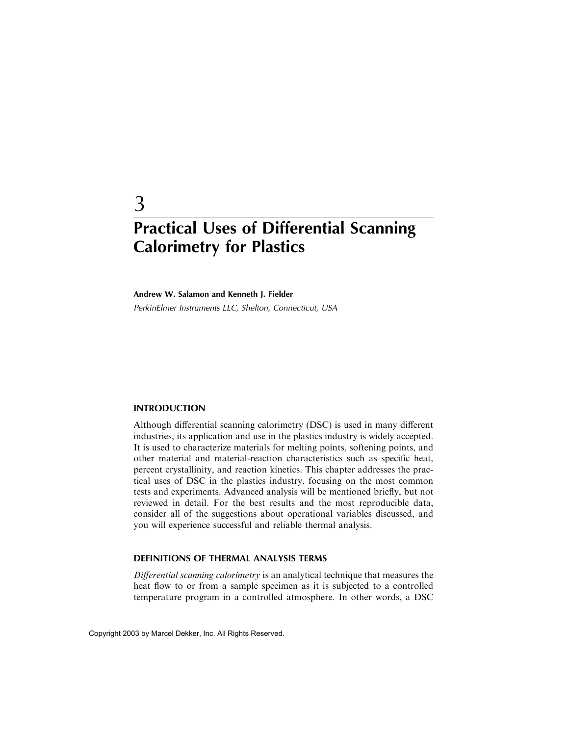# 3

# Practical Uses of Differential Scanning Calorimetry for Plastics

**Andrew W. Salamon and Kenneth J. Fielder**

*PerkinElmer Instruments LLC, Shelton, Connecticut, USA*

## INTRODUCTION

Although differential scanning calorimetry (DSC) is used in many different industries, its application and use in the plastics industry is widely accepted. It is used to characterize materials for melting points, softening points, and other material and material-reaction characteristics such as specific heat, percent crystallinity, and reaction kinetics. This chapter addresses the practical uses of DSC in the plastics industry, focusing on the most common tests and experiments. Advanced analysis will be mentioned briefly, but not reviewed in detail. For the best results and the most reproducible data, consider all of the suggestions about operational variables discussed, and you will experience successful and reliable thermal analysis.

## DEFINITIONS OF THERMAL ANALYSIS TERMS

*Differential scanning calorimetry* is an analytical technique that measures the heat flow to or from a sample specimen as it is subjected to a controlled temperature program in a controlled atmosphere. In other words, a DSC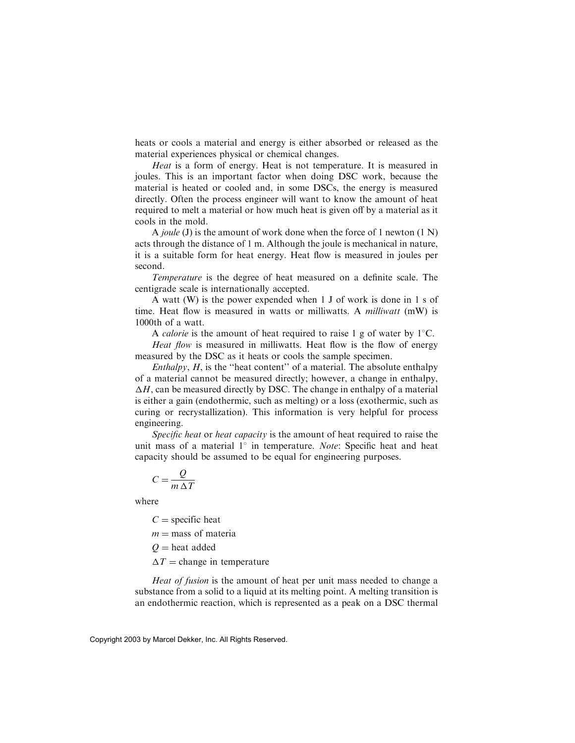heats or cools a material and energy is either absorbed or released as the material experiences physical or chemical changes.

*Heat* is a form of energy. Heat is not temperature. It is measured in joules. This is an important factor when doing DSC work, because the material is heated or cooled and, in some DSCs, the energy is measured directly. Often the process engineer will want to know the amount of heat required to melt a material or how much heat is given off by a material as it cools in the mold.

A *joule* (J) is the amount of work done when the force of 1 newton (1 N) acts through the distance of 1 m. Although the joule is mechanical in nature, it is a suitable form for heat energy. Heat flow is measured in joules per second.

*Temperature* is the degree of heat measured on a definite scale. The centigrade scale is internationally accepted.

A watt (W) is the power expended when 1 J of work is done in 1 s of time. Heat flow is measured in watts or milliwatts. A *milliwatt* (mW) is 1000th of a watt.

A *calorie* is the amount of heat required to raise 1 g of water by 1°C.

*Heat flow* is measured in milliwatts. Heat flow is the flow of energy measured by the DSC as it heats or cools the sample specimen.

*Enthalpy*, $H$, is the "heat content" of a material. The absolute enthalpy of a material cannot be measured directly; however, a change in enthalpy, $\Delta H$, can be measured directly by DSC. The change in enthalpy of a material is either a gain (endothermic, such as melting) or a loss (exothermic, such as curing or recrystallization). This information is very helpful for process engineering.

*Specific heat* or *heat capacity* is the amount of heat required to raise the unit mass of a material 1° in temperature. *Note*: Specific heat and heat capacity should be assumed to be equal for engineering purposes.

$$C = \frac{Q}{m\,\Delta T}$$

where

$C$ = specific heat

$m$ = mass of materia

$Q$ = heat added

$\Delta T$ = change in temperature

*Heat of fusion* is the amount of heat per unit mass needed to change a substance from a solid to a liquid at its melting point. A melting transition is an endothermic reaction, which is represented as a peak on a DSC thermal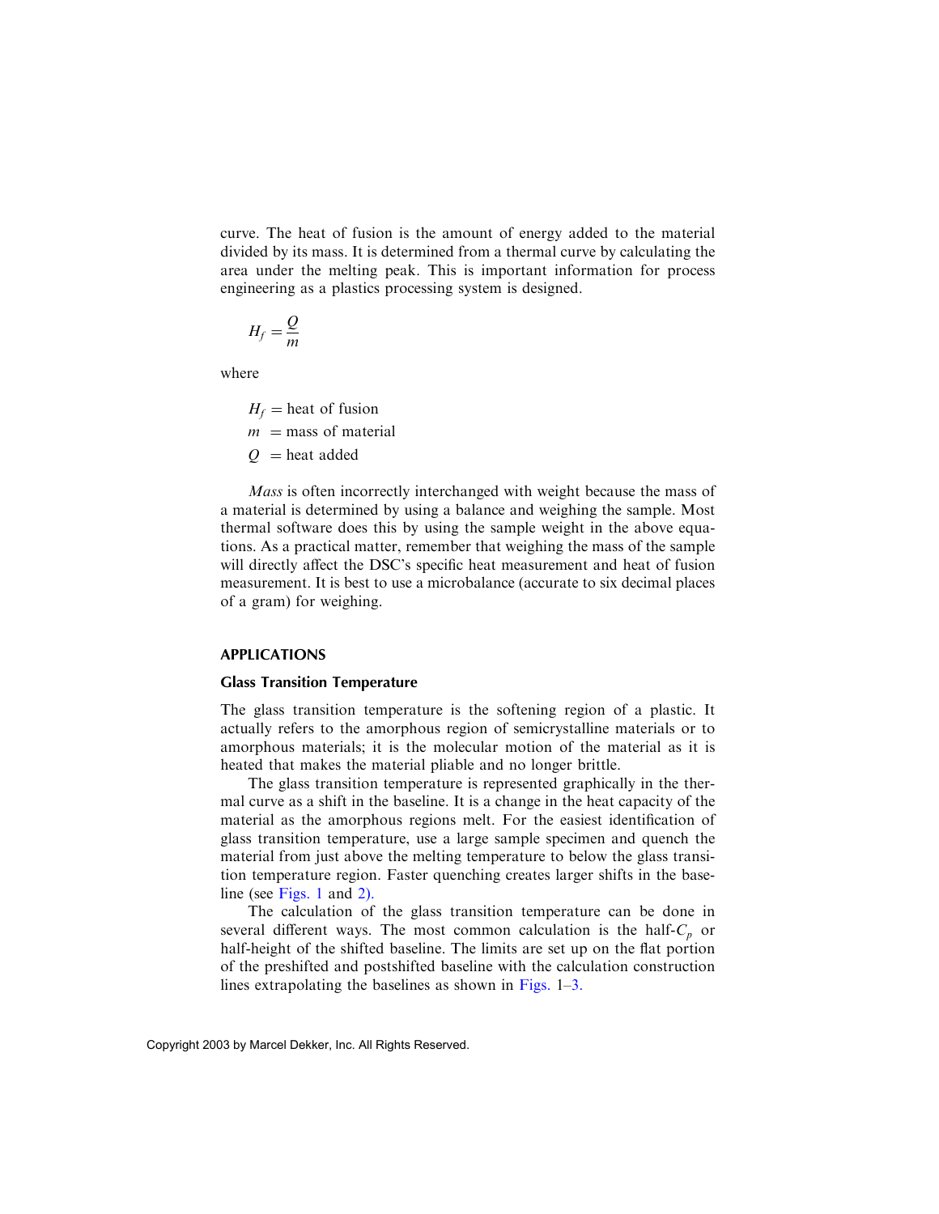curve. The heat of fusion is the amount of energy added to the material divided by its mass. It is determined from a thermal curve by calculating the area under the melting peak. This is important information for process engineering as a plastics processing system is designed.

$$H_f = \frac{Q}{m}$$

where

$H_f$ = heat of fusion
$m$ = mass of material
$Q$ = heat added

*Mass* is often incorrectly interchanged with weight because the mass of a material is determined by using a balance and weighing the sample. Most thermal software does this by using the sample weight in the above equations. As a practical matter, remember that weighing the mass of the sample will directly affect the DSC's specific heat measurement and heat of fusion measurement. It is best to use a microbalance (accurate to six decimal places of a gram) for weighing.

## APPLICATIONS

### Glass Transition Temperature

The glass transition temperature is the softening region of a plastic. It actually refers to the amorphous region of semicrystalline materials or to amorphous materials; it is the molecular motion of the material as it is heated that makes the material pliable and no longer brittle.

The glass transition temperature is represented graphically in the thermal curve as a shift in the baseline. It is a change in the heat capacity of the material as the amorphous regions melt. For the easiest identification of glass transition temperature, use a large sample specimen and quench the material from just above the melting temperature to below the glass transition temperature region. Faster quenching creates larger shifts in the baseline (see Figs. 1 and 2).

The calculation of the glass transition temperature can be done in several different ways. The most common calculation is the half-$C_p$ or half-height of the shifted baseline. The limits are set up on the flat portion of the preshifted and postshifted baseline with the calculation construction lines extrapolating the baselines as shown in Figs. 1–3.

Copyright 2003 by Marcel Dekker, Inc. All Rights Reserved.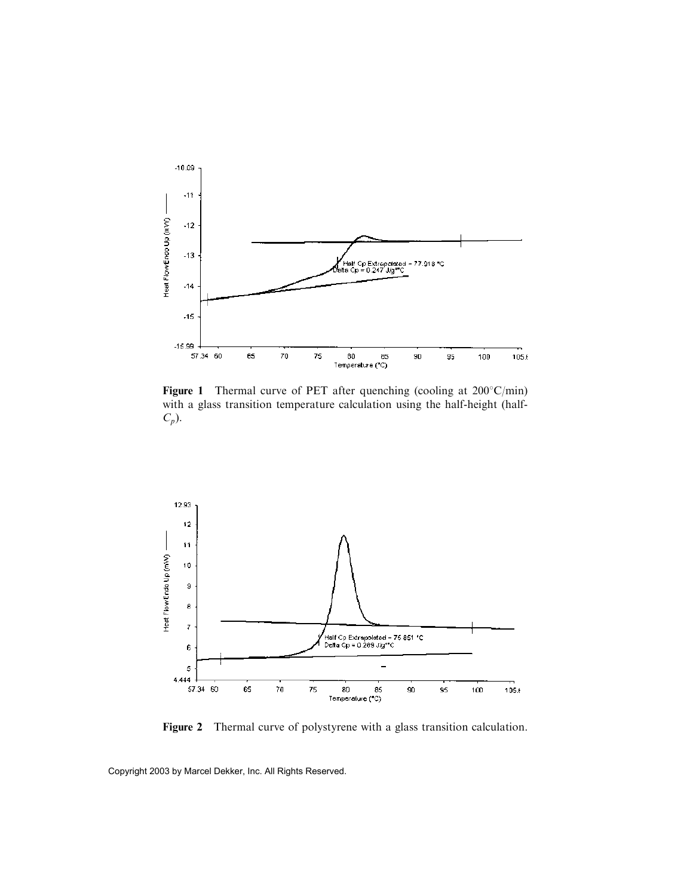**Figure 1** Thermal curve of PET after quenching (cooling at 200°C/min) with a glass transition temperature calculation using the half-height (half-$C_p$).

**Figure 2** Thermal curve of polystyrene with a glass transition calculation.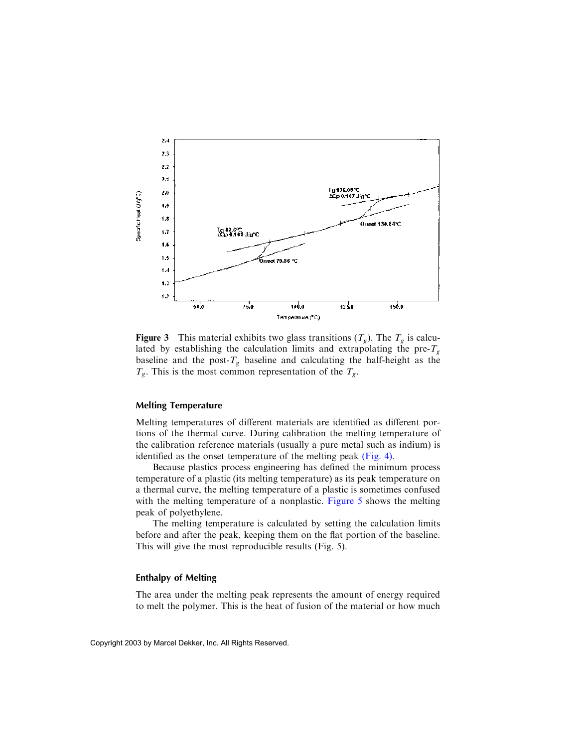**Figure 3** This material exhibits two glass transitions ($T_g$). The $T_g$ is calculated by establishing the calculation limits and extrapolating the pre-$T_g$ baseline and the post-$T_g$ baseline and calculating the half-height as the $T_g$. This is the most common representation of the $T_g$.

### Melting Temperature

Melting temperatures of different materials are identified as different portions of the thermal curve. During calibration the melting temperature of the calibration reference materials (usually a pure metal such as indium) is identified as the onset temperature of the melting peak (Fig. 4).

Because plastics process engineering has defined the minimum process temperature of a plastic (its melting temperature) as its peak temperature on a thermal curve, the melting temperature of a plastic is sometimes confused with the melting temperature of a nonplastic. Figure 5 shows the melting peak of polyethylene.

The melting temperature is calculated by setting the calculation limits before and after the peak, keeping them on the flat portion of the baseline. This will give the most reproducible results (Fig. 5).

### Enthalpy of Melting

The area under the melting peak represents the amount of energy required to melt the polymer. This is the heat of fusion of the material or how much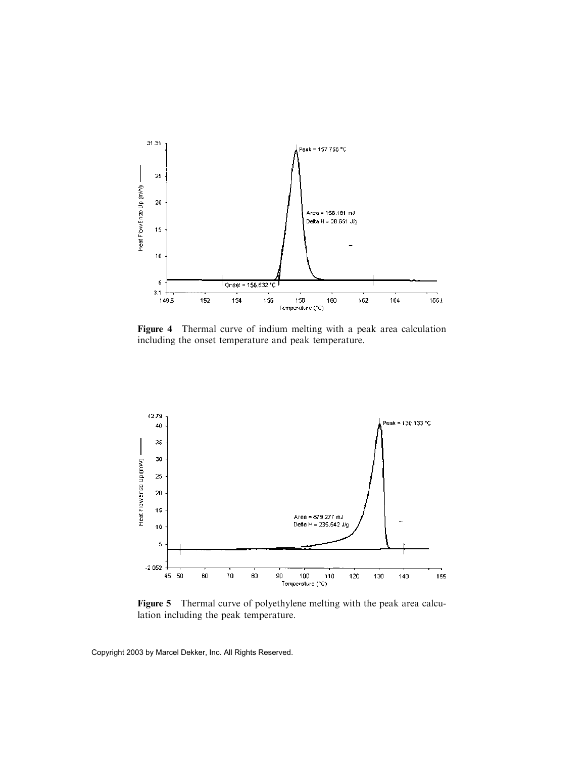**Figure 4** Thermal curve of indium melting with a peak area calculation including the onset temperature and peak temperature.

**Figure 5** Thermal curve of polyethylene melting with the peak area calculation including the peak temperature.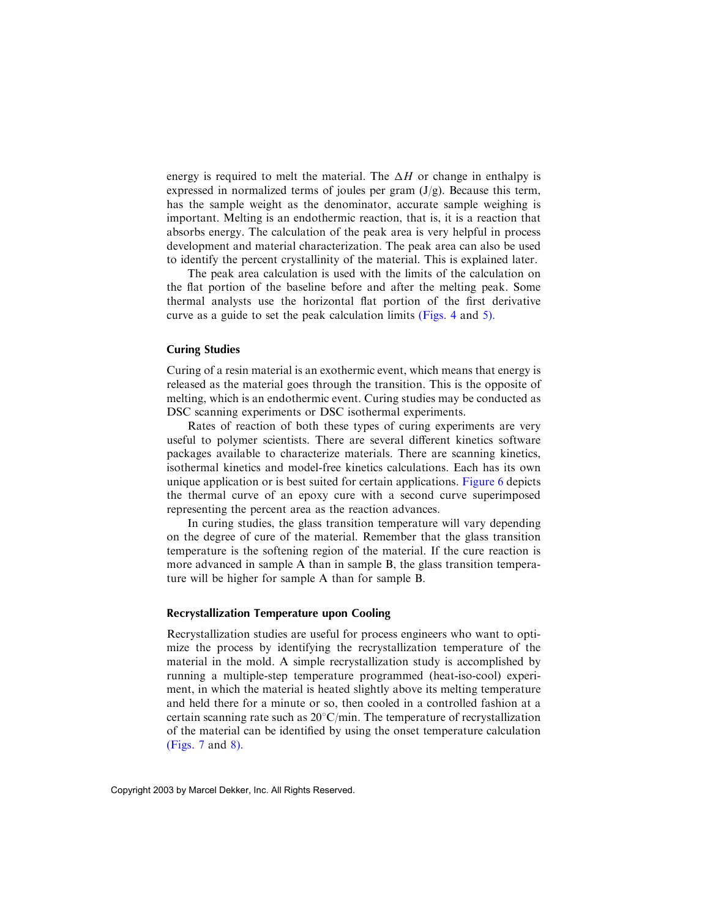energy is required to melt the material. The $\Delta H$ or change in enthalpy is expressed in normalized terms of joules per gram (J/g). Because this term, has the sample weight as the denominator, accurate sample weighing is important. Melting is an endothermic reaction, that is, it is a reaction that absorbs energy. The calculation of the peak area is very helpful in process development and material characterization. The peak area can also be used to identify the percent crystallinity of the material. This is explained later.

The peak area calculation is used with the limits of the calculation on the flat portion of the baseline before and after the melting peak. Some thermal analysts use the horizontal flat portion of the first derivative curve as a guide to set the peak calculation limits (Figs. 4 and 5).

### Curing Studies

Curing of a resin material is an exothermic event, which means that energy is released as the material goes through the transition. This is the opposite of melting, which is an endothermic event. Curing studies may be conducted as DSC scanning experiments or DSC isothermal experiments.

Rates of reaction of both these types of curing experiments are very useful to polymer scientists. There are several different kinetics software packages available to characterize materials. There are scanning kinetics, isothermal kinetics and model-free kinetics calculations. Each has its own unique application or is best suited for certain applications. Figure 6 depicts the thermal curve of an epoxy cure with a second curve superimposed representing the percent area as the reaction advances.

In curing studies, the glass transition temperature will vary depending on the degree of cure of the material. Remember that the glass transition temperature is the softening region of the material. If the cure reaction is more advanced in sample A than in sample B, the glass transition temperature will be higher for sample A than for sample B.

### Recrystallization Temperature upon Cooling

Recrystallization studies are useful for process engineers who want to optimize the process by identifying the recrystallization temperature of the material in the mold. A simple recrystallization study is accomplished by running a multiple-step temperature programmed (heat-iso-cool) experiment, in which the material is heated slightly above its melting temperature and held there for a minute or so, then cooled in a controlled fashion at a certain scanning rate such as 20°C/min. The temperature of recrystallization of the material can be identified by using the onset temperature calculation (Figs. 7 and 8).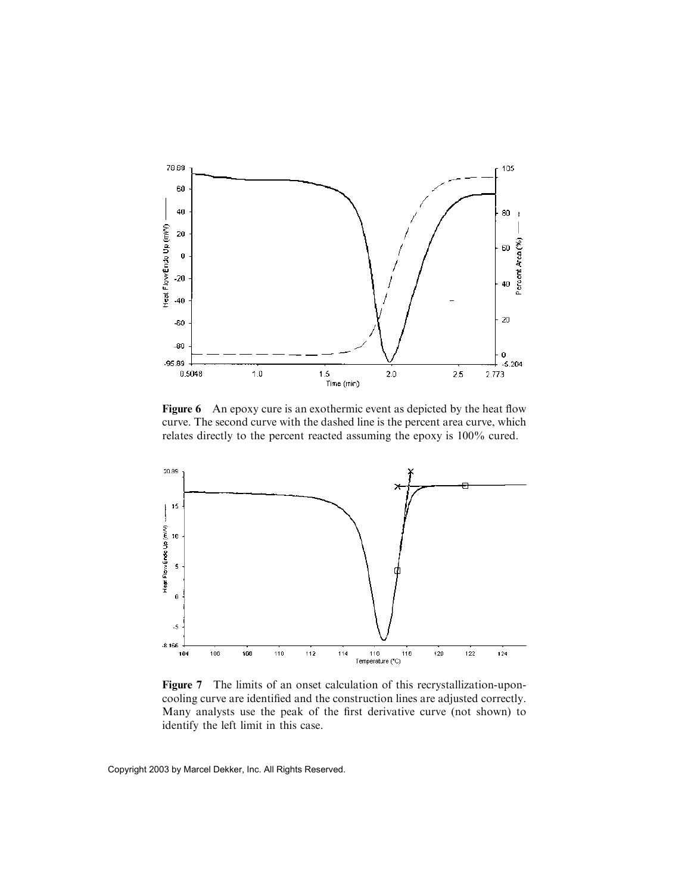**Figure 6** An epoxy cure is an exothermic event as depicted by the heat flow curve. The second curve with the dashed line is the percent area curve, which relates directly to the percent reacted assuming the epoxy is 100% cured.

**Figure 7** The limits of an onset calculation of this recrystallization-upon-cooling curve are identified and the construction lines are adjusted correctly. Many analysts use the peak of the first derivative curve (not shown) to identify the left limit in this case.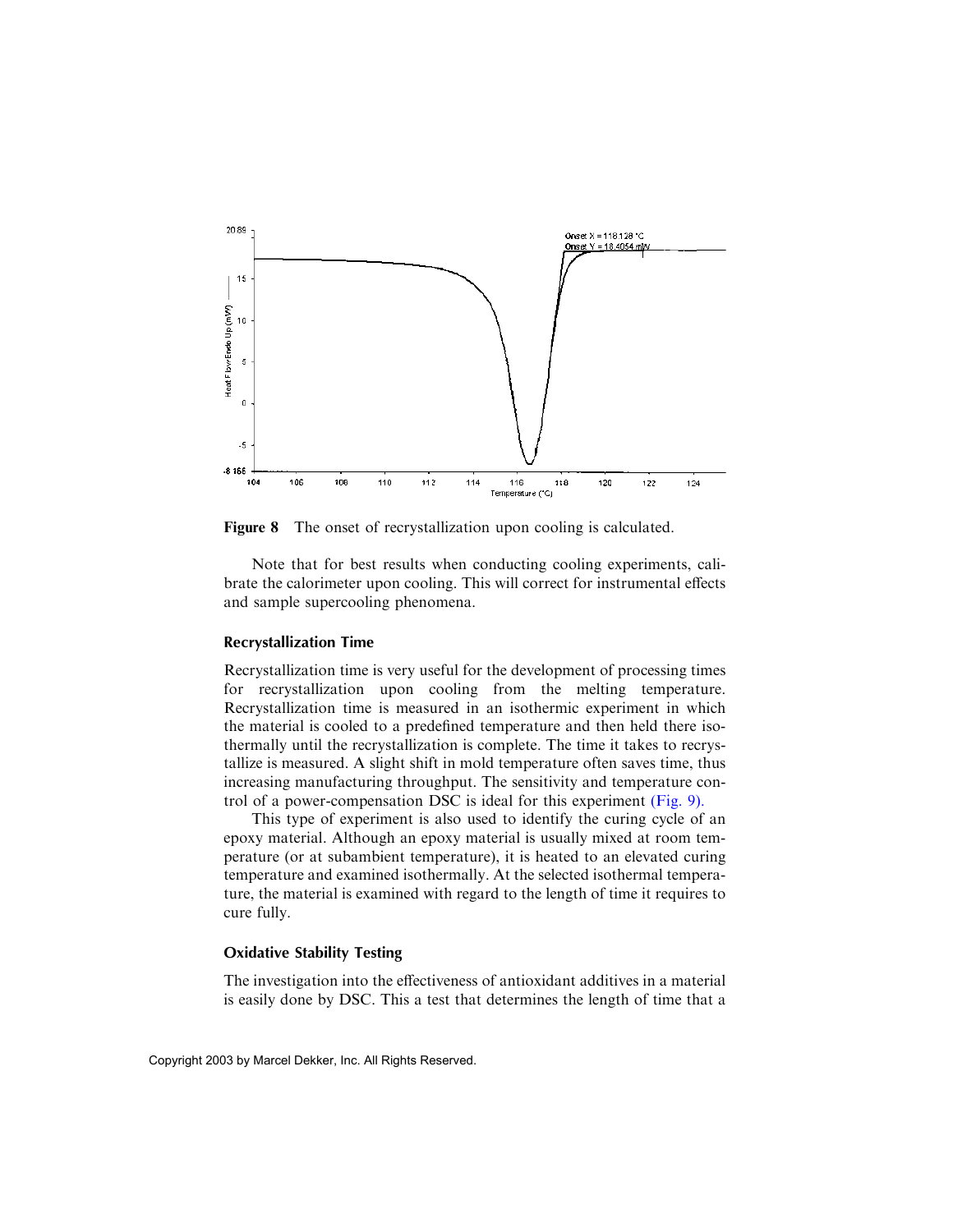**Figure 8** The onset of recrystallization upon cooling is calculated.

Note that for best results when conducting cooling experiments, calibrate the calorimeter upon cooling. This will correct for instrumental effects and sample supercooling phenomena.

### Recrystallization Time

Recrystallization time is very useful for the development of processing times for recrystallization upon cooling from the melting temperature. Recrystallization time is measured in an isothermic experiment in which the material is cooled to a predefined temperature and then held there isothermally until the recrystallization is complete. The time it takes to recrystallize is measured. A slight shift in mold temperature often saves time, thus increasing manufacturing throughput. The sensitivity and temperature control of a power-compensation DSC is ideal for this experiment (Fig. 9).

This type of experiment is also used to identify the curing cycle of an epoxy material. Although an epoxy material is usually mixed at room temperature (or at subambient temperature), it is heated to an elevated curing temperature and examined isothermally. At the selected isothermal temperature, the material is examined with regard to the length of time it requires to cure fully.

### Oxidative Stability Testing

The investigation into the effectiveness of antioxidant additives in a material is easily done by DSC. This a test that determines the length of time that a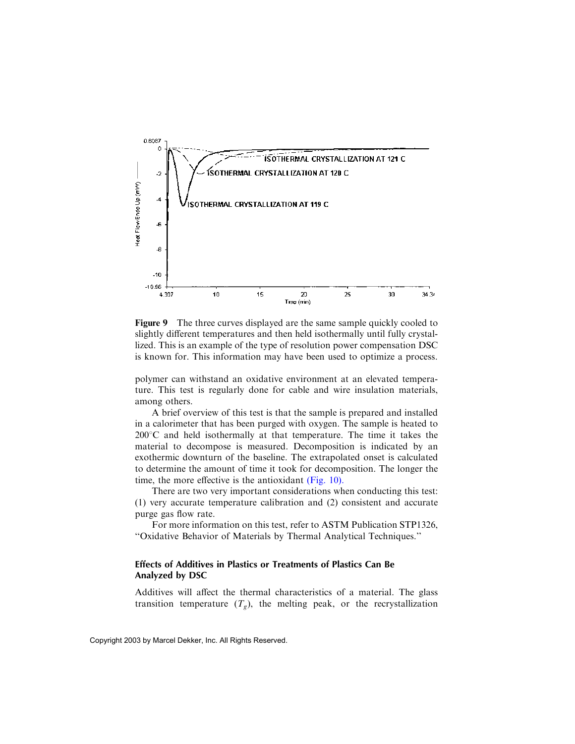**Figure 9** The three curves displayed are the same sample quickly cooled to slightly different temperatures and then held isothermally until fully crystallized. This is an example of the type of resolution power compensation DSC is known for. This information may have been used to optimize a process.

polymer can withstand an oxidative environment at an elevated temperature. This test is regularly done for cable and wire insulation materials, among others.

A brief overview of this test is that the sample is prepared and installed in a calorimeter that has been purged with oxygen. The sample is heated to 200°C and held isothermally at that temperature. The time it takes the material to decompose is measured. Decomposition is indicated by an exothermic downturn of the baseline. The extrapolated onset is calculated to determine the amount of time it took for decomposition. The longer the time, the more effective is the antioxidant (Fig. 10).

There are two very important considerations when conducting this test: (1) very accurate temperature calibration and (2) consistent and accurate purge gas flow rate.

For more information on this test, refer to ASTM Publication STP1326, "Oxidative Behavior of Materials by Thermal Analytical Techniques."

### Effects of Additives in Plastics or Treatments of Plastics Can Be Analyzed by DSC

Additives will affect the thermal characteristics of a material. The glass transition temperature ($T_g$), the melting peak, or the recrystallization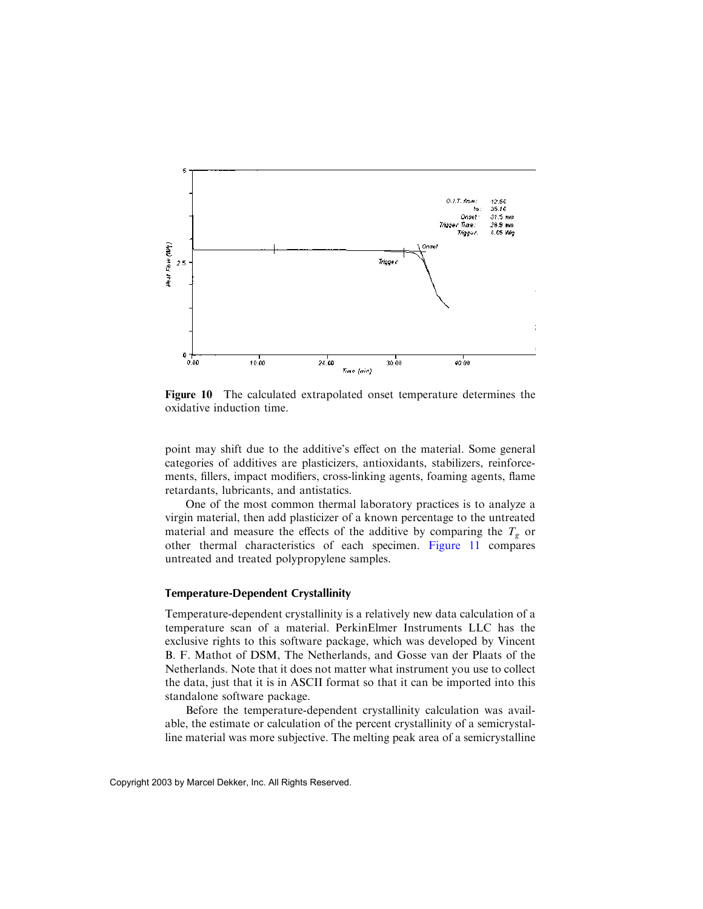**Figure 10** The calculated extrapolated onset temperature determines the oxidative induction time.

point may shift due to the additive's effect on the material. Some general categories of additives are plasticizers, antioxidants, stabilizers, reinforcements, fillers, impact modifiers, cross-linking agents, foaming agents, flame retardants, lubricants, and antistatics.

One of the most common thermal laboratory practices is to analyze a virgin material, then add plasticizer of a known percentage to the untreated material and measure the effects of the additive by comparing the $T_g$ or other thermal characteristics of each specimen. Figure 11 compares untreated and treated polypropylene samples.

### Temperature-Dependent Crystallinity

Temperature-dependent crystallinity is a relatively new data calculation of a temperature scan of a material. PerkinElmer Instruments LLC has the exclusive rights to this software package, which was developed by Vincent B. F. Mathot of DSM, The Netherlands, and Gosse van der Plaats of the Netherlands. Note that it does not matter what instrument you use to collect the data, just that it is in ASCII format so that it can be imported into this standalone software package.

Before the temperature-dependent crystallinity calculation was available, the estimate or calculation of the percent crystallinity of a semicrystalline material was more subjective. The melting peak area of a semicrystalline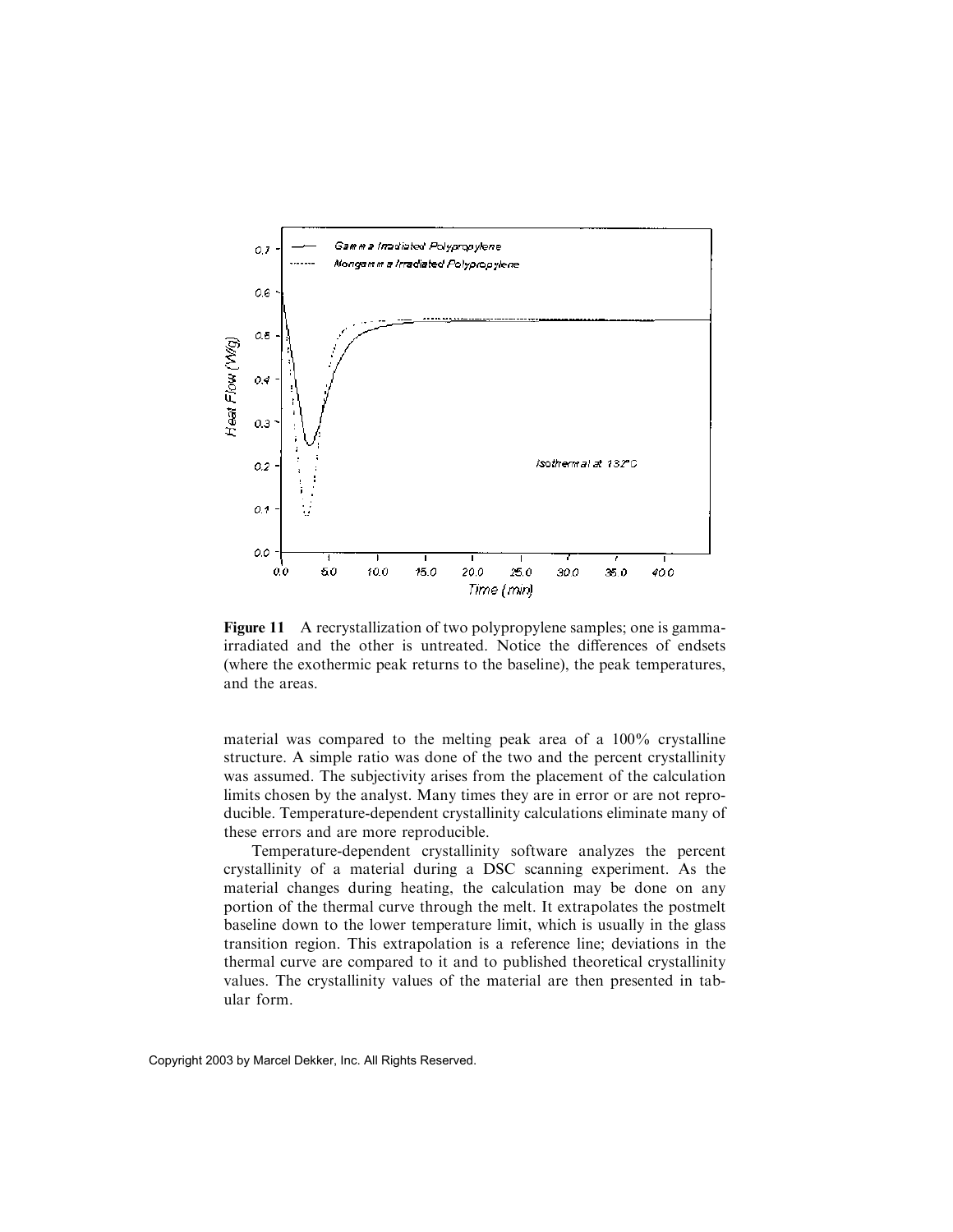**Figure 11** A recrystallization of two polypropylene samples; one is gamma-irradiated and the other is untreated. Notice the differences of endsets (where the exothermic peak returns to the baseline), the peak temperatures, and the areas.

material was compared to the melting peak area of a 100% crystalline structure. A simple ratio was done of the two and the percent crystallinity was assumed. The subjectivity arises from the placement of the calculation limits chosen by the analyst. Many times they are in error or are not reproducible. Temperature-dependent crystallinity calculations eliminate many of these errors and are more reproducible.

Temperature-dependent crystallinity software analyzes the percent crystallinity of a material during a DSC scanning experiment. As the material changes during heating, the calculation may be done on any portion of the thermal curve through the melt. It extrapolates the postmelt baseline down to the lower temperature limit, which is usually in the glass transition region. This extrapolation is a reference line; deviations in the thermal curve are compared to it and to published theoretical crystallinity values. The crystallinity values of the material are then presented in tabular form.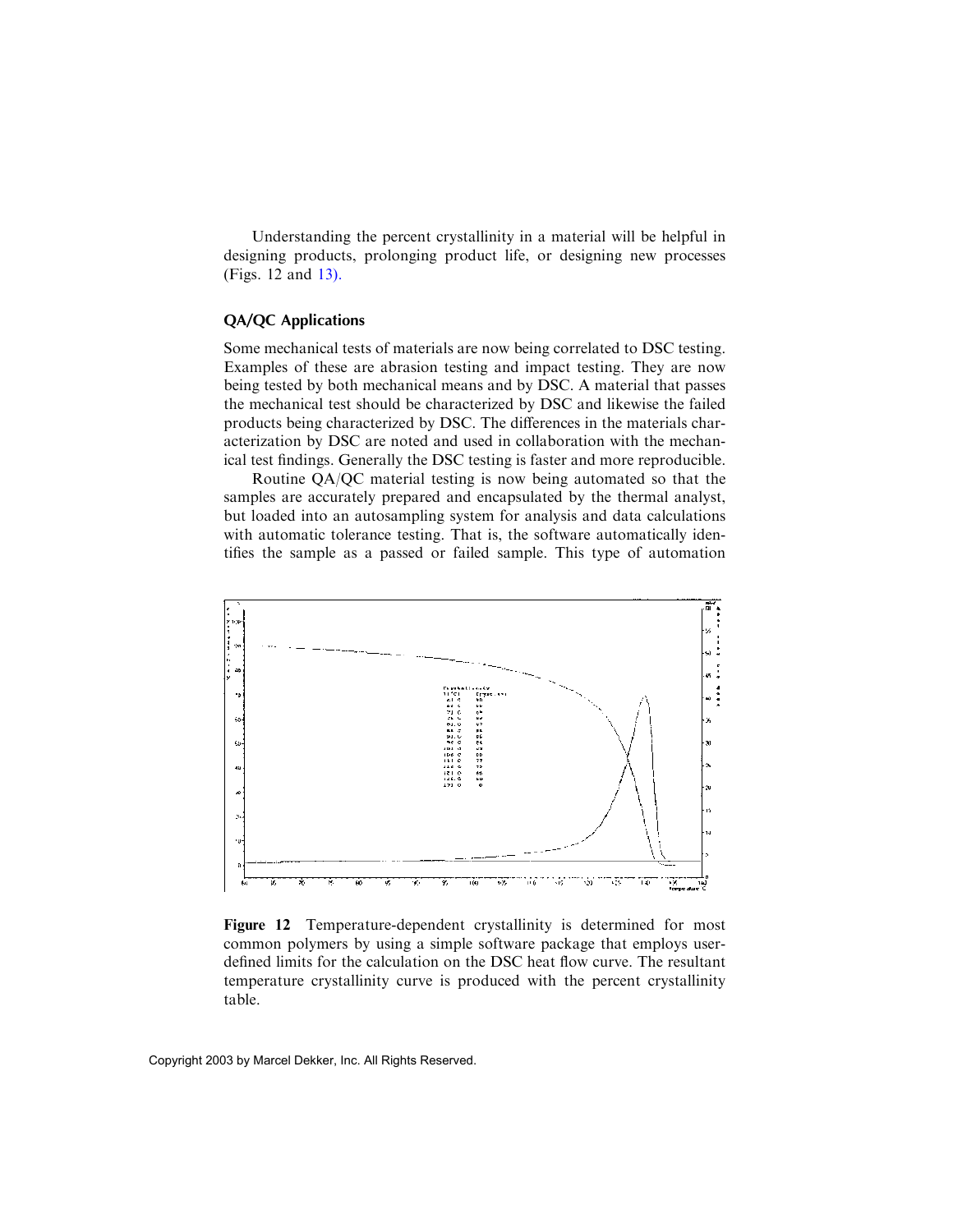Understanding the percent crystallinity in a material will be helpful in designing products, prolonging product life, or designing new processes (Figs. 12 and 13).

### QA/QC Applications

Some mechanical tests of materials are now being correlated to DSC testing. Examples of these are abrasion testing and impact testing. They are now being tested by both mechanical means and by DSC. A material that passes the mechanical test should be characterized by DSC and likewise the failed products being characterized by DSC. The differences in the materials characterization by DSC are noted and used in collaboration with the mechanical test findings. Generally the DSC testing is faster and more reproducible.

Routine QA/QC material testing is now being automated so that the samples are accurately prepared and encapsulated by the thermal analyst, but loaded into an autosampling system for analysis and data calculations with automatic tolerance testing. That is, the software automatically identifies the sample as a passed or failed sample. This type of automation

**Figure 12** Temperature-dependent crystallinity is determined for most common polymers by using a simple software package that employs user-defined limits for the calculation on the DSC heat flow curve. The resultant temperature crystallinity curve is produced with the percent crystallinity table.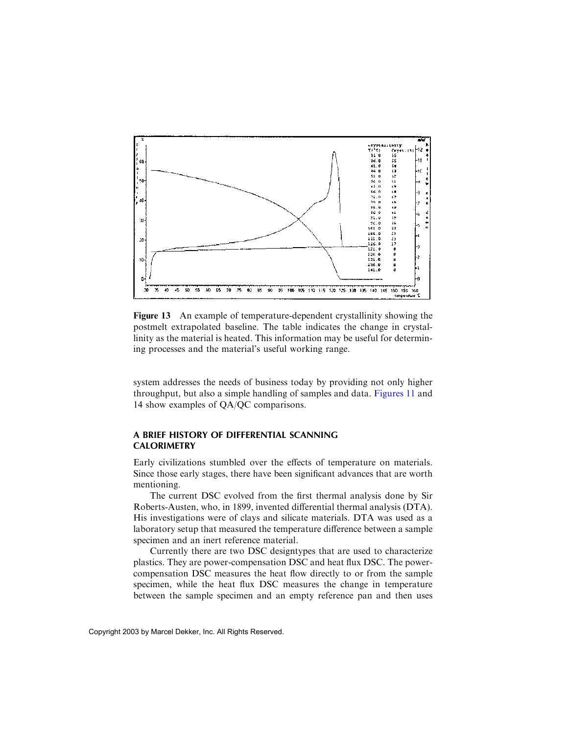**Figure 13** An example of temperature-dependent crystallinity showing the postmelt extrapolated baseline. The table indicates the change in crystallinity as the material is heated. This information may be useful for determining processes and the material's useful working range.

system addresses the needs of business today by providing not only higher throughput, but also a simple handling of samples and data. Figures 11 and 14 show examples of QA/QC comparisons.

## A BRIEF HISTORY OF DIFFERENTIAL SCANNING CALORIMETRY

Early civilizations stumbled over the effects of temperature on materials. Since those early stages, there have been significant advances that are worth mentioning.

The current DSC evolved from the first thermal analysis done by Sir Roberts-Austen, who, in 1899, invented differential thermal analysis (DTA). His investigations were of clays and silicate materials. DTA was used as a laboratory setup that measured the temperature difference between a sample specimen and an inert reference material.

Currently there are two DSC designtypes that are used to characterize plastics. They are power-compensation DSC and heat flux DSC. The power-compensation DSC measures the heat flow directly to or from the sample specimen, while the heat flux DSC measures the change in temperature between the sample specimen and an empty reference pan and then uses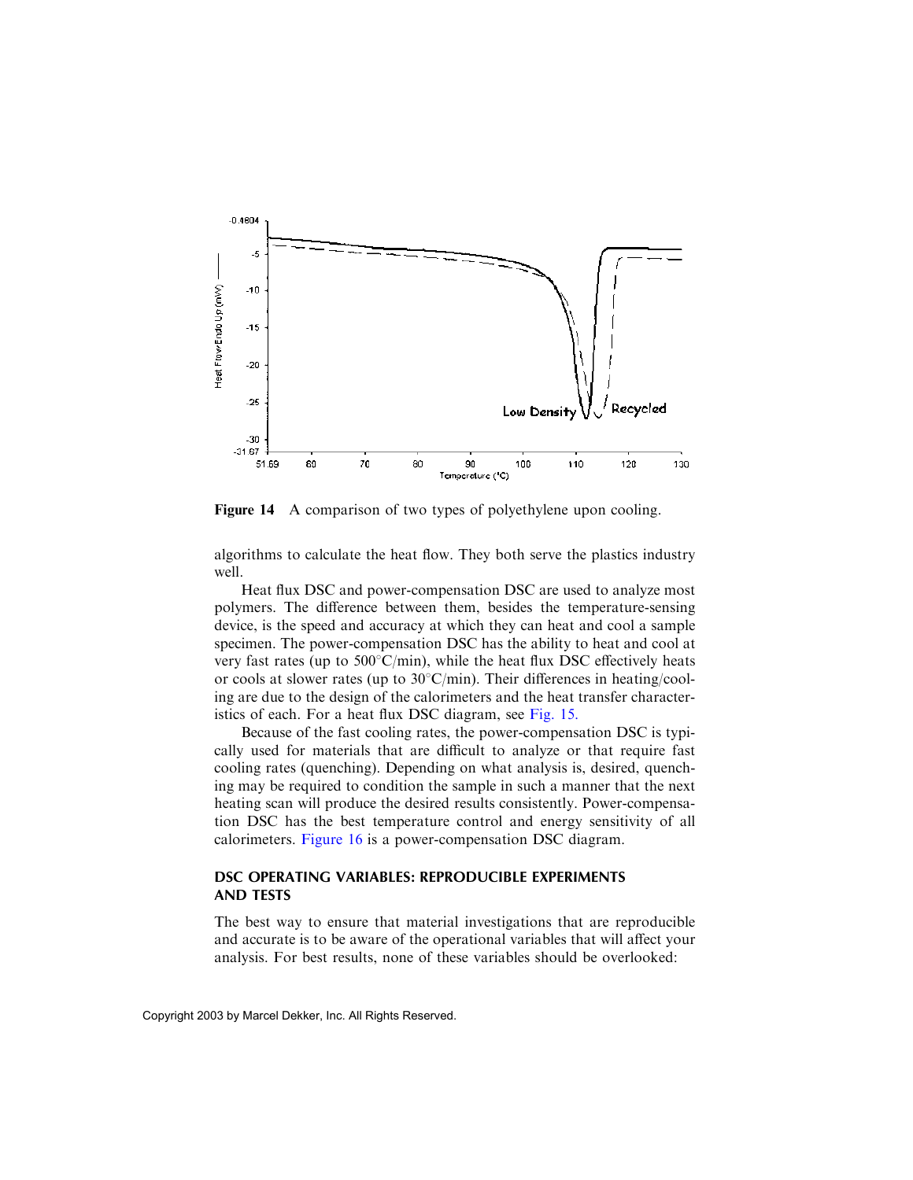**Figure 14** A comparison of two types of polyethylene upon cooling.

algorithms to calculate the heat flow. They both serve the plastics industry well.

Heat flux DSC and power-compensation DSC are used to analyze most polymers. The difference between them, besides the temperature-sensing device, is the speed and accuracy at which they can heat and cool a sample specimen. The power-compensation DSC has the ability to heat and cool at very fast rates (up to 500°C/min), while the heat flux DSC effectively heats or cools at slower rates (up to 30°C/min). Their differences in heating/cooling are due to the design of the calorimeters and the heat transfer characteristics of each. For a heat flux DSC diagram, see Fig. 15.

Because of the fast cooling rates, the power-compensation DSC is typically used for materials that are difficult to analyze or that require fast cooling rates (quenching). Depending on what analysis is, desired, quenching may be required to condition the sample in such a manner that the next heating scan will produce the desired results consistently. Power-compensation DSC has the best temperature control and energy sensitivity of all calorimeters. Figure 16 is a power-compensation DSC diagram.

## DSC OPERATING VARIABLES: REPRODUCIBLE EXPERIMENTS AND TESTS

The best way to ensure that material investigations that are reproducible and accurate is to be aware of the operational variables that will affect your analysis. For best results, none of these variables should be overlooked: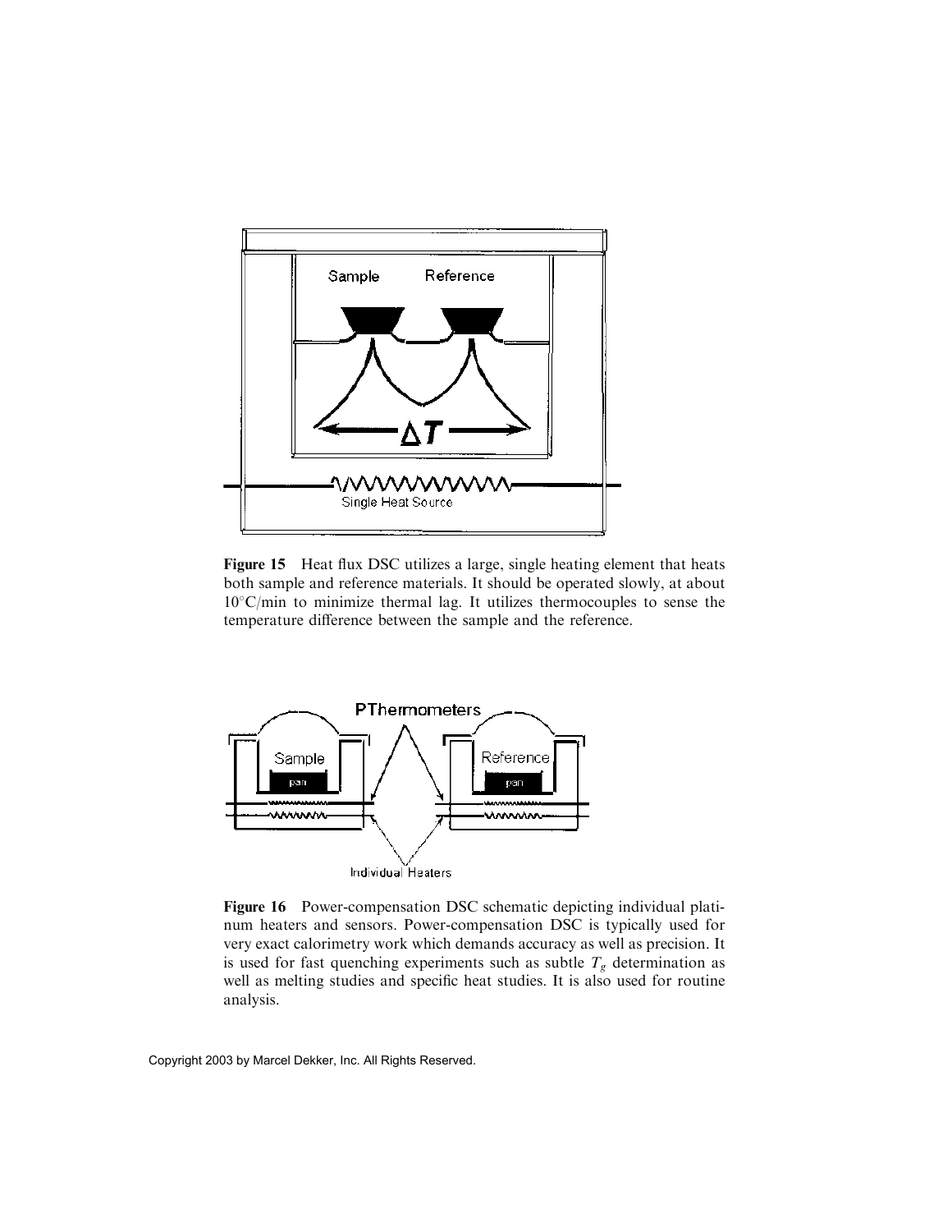**Figure 15** Heat flux DSC utilizes a large, single heating element that heats both sample and reference materials. It should be operated slowly, at about 10°C/min to minimize thermal lag. It utilizes thermocouples to sense the temperature difference between the sample and the reference.

**Figure 16** Power-compensation DSC schematic depicting individual platinum heaters and sensors. Power-compensation DSC is typically used for very exact calorimetry work which demands accuracy as well as precision. It is used for fast quenching experiments such as subtle $T_g$ determination as well as melting studies and specific heat studies. It is also used for routine analysis.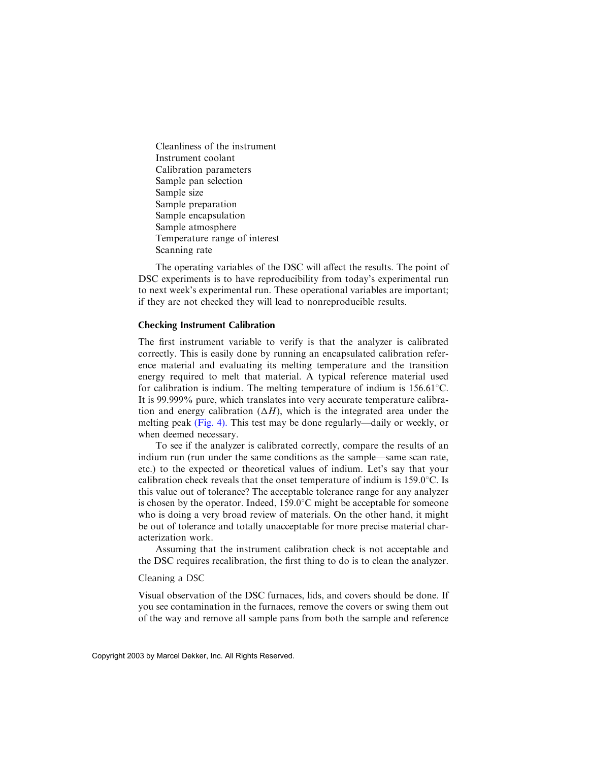Cleanliness of the instrument
Instrument coolant
Calibration parameters
Sample pan selection
Sample size
Sample preparation
Sample encapsulation
Sample atmosphere
Temperature range of interest
Scanning rate

The operating variables of the DSC will affect the results. The point of DSC experiments is to have reproducibility from today's experimental run to next week's experimental run. These operational variables are important; if they are not checked they will lead to nonreproducible results.

### Checking Instrument Calibration

The first instrument variable to verify is that the analyzer is calibrated correctly. This is easily done by running an encapsulated calibration reference material and evaluating its melting temperature and the transition energy required to melt that material. A typical reference material used for calibration is indium. The melting temperature of indium is 156.61°C. It is 99.999% pure, which translates into very accurate temperature calibration and energy calibration ($\Delta H$), which is the integrated area under the melting peak (Fig. 4). This test may be done regularly—daily or weekly, or when deemed necessary.

To see if the analyzer is calibrated correctly, compare the results of an indium run (run under the same conditions as the sample—same scan rate, etc.) to the expected or theoretical values of indium. Let's say that your calibration check reveals that the onset temperature of indium is 159.0°C. Is this value out of tolerance? The acceptable tolerance range for any analyzer is chosen by the operator. Indeed, 159.0°C might be acceptable for someone who is doing a very broad review of materials. On the other hand, it might be out of tolerance and totally unacceptable for more precise material characterization work.

Assuming that the instrument calibration check is not acceptable and the DSC requires recalibration, the first thing to do is to clean the analyzer.

#### Cleaning a DSC

Visual observation of the DSC furnaces, lids, and covers should be done. If you see contamination in the furnaces, remove the covers or swing them out of the way and remove all sample pans from both the sample and reference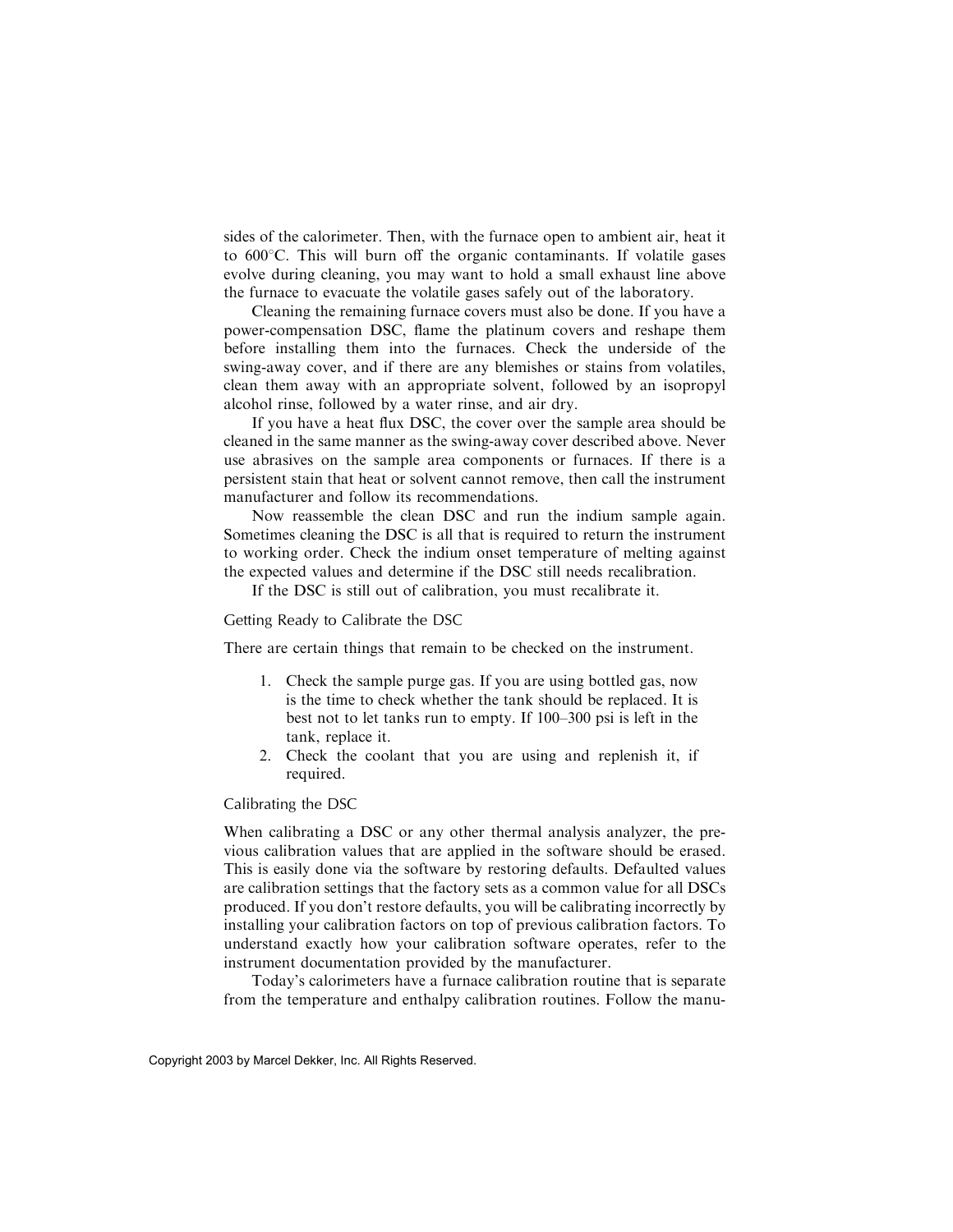sides of the calorimeter. Then, with the furnace open to ambient air, heat it to 600°C. This will burn off the organic contaminants. If volatile gases evolve during cleaning, you may want to hold a small exhaust line above the furnace to evacuate the volatile gases safely out of the laboratory.

Cleaning the remaining furnace covers must also be done. If you have a power-compensation DSC, flame the platinum covers and reshape them before installing them into the furnaces. Check the underside of the swing-away cover, and if there are any blemishes or stains from volatiles, clean them away with an appropriate solvent, followed by an isopropyl alcohol rinse, followed by a water rinse, and air dry.

If you have a heat flux DSC, the cover over the sample area should be cleaned in the same manner as the swing-away cover described above. Never use abrasives on the sample area components or furnaces. If there is a persistent stain that heat or solvent cannot remove, then call the instrument manufacturer and follow its recommendations.

Now reassemble the clean DSC and run the indium sample again. Sometimes cleaning the DSC is all that is required to return the instrument to working order. Check the indium onset temperature of melting against the expected values and determine if the DSC still needs recalibration.

If the DSC is still out of calibration, you must recalibrate it.

### Getting Ready to Calibrate the DSC

There are certain things that remain to be checked on the instrument.

1. Check the sample purge gas. If you are using bottled gas, now is the time to check whether the tank should be replaced. It is best not to let tanks run to empty. If 100–300 psi is left in the tank, replace it.
2. Check the coolant that you are using and replenish it, if required.

### Calibrating the DSC

When calibrating a DSC or any other thermal analysis analyzer, the previous calibration values that are applied in the software should be erased. This is easily done via the software by restoring defaults. Defaulted values are calibration settings that the factory sets as a common value for all DSCs produced. If you don't restore defaults, you will be calibrating incorrectly by installing your calibration factors on top of previous calibration factors. To understand exactly how your calibration software operates, refer to the instrument documentation provided by the manufacturer.

Today's calorimeters have a furnace calibration routine that is separate from the temperature and enthalpy calibration routines. Follow the manu-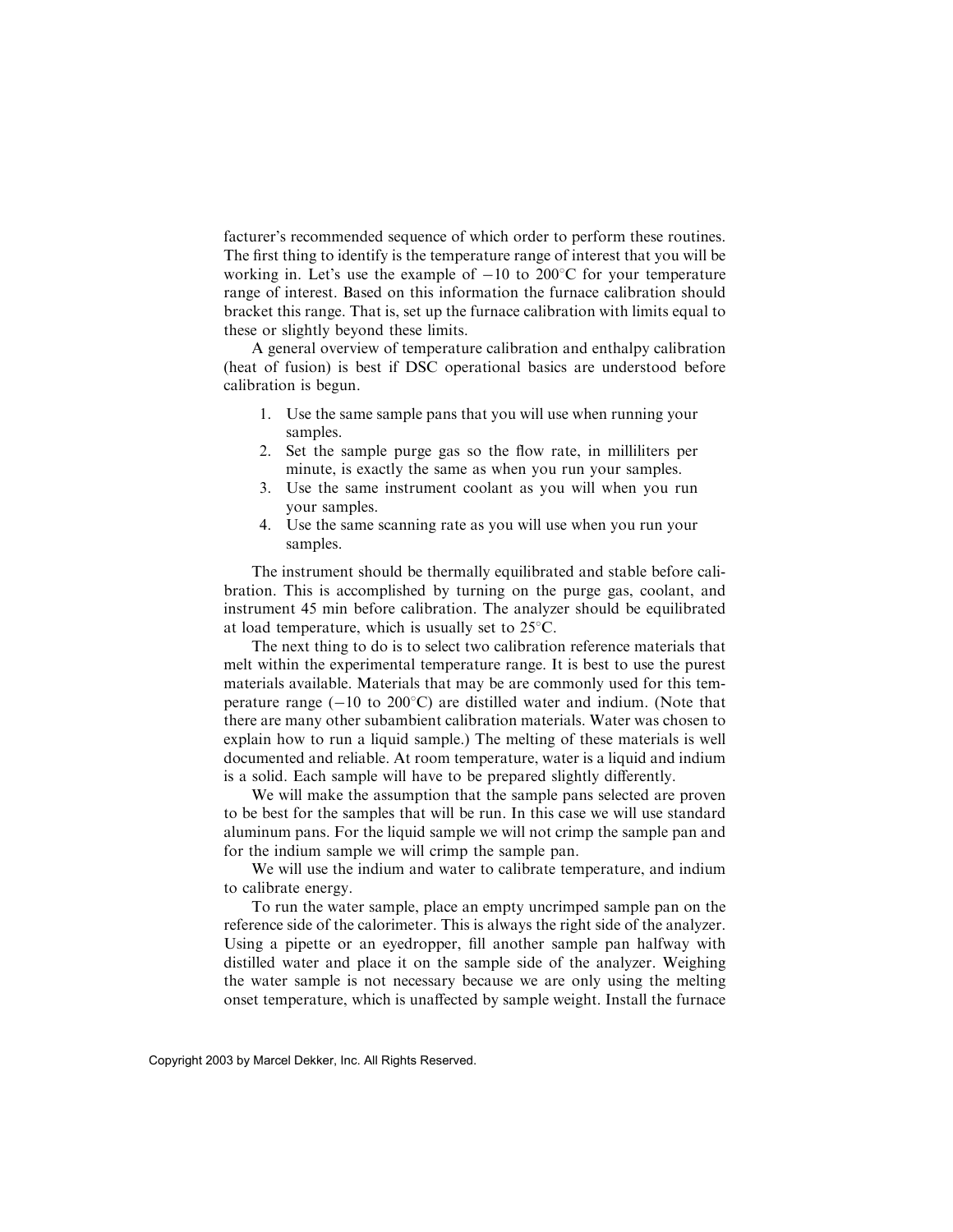facturer's recommended sequence of which order to perform these routines. The first thing to identify is the temperature range of interest that you will be working in. Let's use the example of $-10$ to 200°C for your temperature range of interest. Based on this information the furnace calibration should bracket this range. That is, set up the furnace calibration with limits equal to these or slightly beyond these limits.

A general overview of temperature calibration and enthalpy calibration (heat of fusion) is best if DSC operational basics are understood before calibration is begun.

1. Use the same sample pans that you will use when running your samples.
2. Set the sample purge gas so the flow rate, in milliliters per minute, is exactly the same as when you run your samples.
3. Use the same instrument coolant as you will when you run your samples.
4. Use the same scanning rate as you will use when you run your samples.

The instrument should be thermally equilibrated and stable before calibration. This is accomplished by turning on the purge gas, coolant, and instrument 45 min before calibration. The analyzer should be equilibrated at load temperature, which is usually set to 25°C.

The next thing to do is to select two calibration reference materials that melt within the experimental temperature range. It is best to use the purest materials available. Materials that may be are commonly used for this temperature range ($-10$ to 200°C) are distilled water and indium. (Note that there are many other subambient calibration materials. Water was chosen to explain how to run a liquid sample.) The melting of these materials is well documented and reliable. At room temperature, water is a liquid and indium is a solid. Each sample will have to be prepared slightly differently.

We will make the assumption that the sample pans selected are proven to be best for the samples that will be run. In this case we will use standard aluminum pans. For the liquid sample we will not crimp the sample pan and for the indium sample we will crimp the sample pan.

We will use the indium and water to calibrate temperature, and indium to calibrate energy.

To run the water sample, place an empty uncrimped sample pan on the reference side of the calorimeter. This is always the right side of the analyzer. Using a pipette or an eyedropper, fill another sample pan halfway with distilled water and place it on the sample side of the analyzer. Weighing the water sample is not necessary because we are only using the melting onset temperature, which is unaffected by sample weight. Install the furnace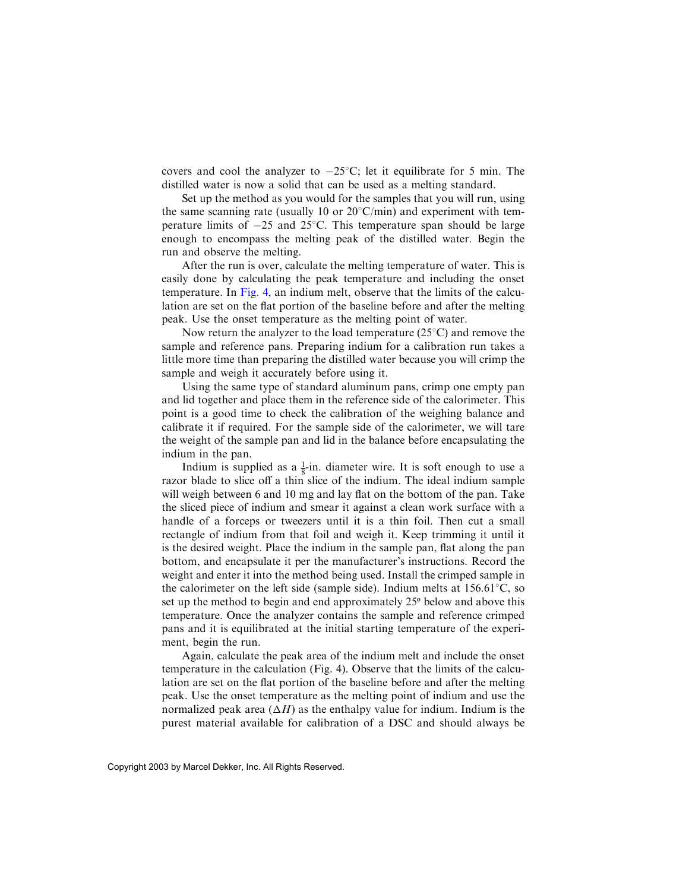covers and cool the analyzer to $-25^\circ$C; let it equilibrate for 5 min. The distilled water is now a solid that can be used as a melting standard.

Set up the method as you would for the samples that you will run, using the same scanning rate (usually 10 or $20^\circ$C/min) and experiment with temperature limits of $-25$ and $25^\circ$C. This temperature span should be large enough to encompass the melting peak of the distilled water. Begin the run and observe the melting.

After the run is over, calculate the melting temperature of water. This is easily done by calculating the peak temperature and including the onset temperature. In Fig. 4, an indium melt, observe that the limits of the calculation are set on the flat portion of the baseline before and after the melting peak. Use the onset temperature as the melting point of water.

Now return the analyzer to the load temperature ($25^\circ$C) and remove the sample and reference pans. Preparing indium for a calibration run takes a little more time than preparing the distilled water because you will crimp the sample and weigh it accurately before using it.

Using the same type of standard aluminum pans, crimp one empty pan and lid together and place them in the reference side of the calorimeter. This point is a good time to check the calibration of the weighing balance and calibrate it if required. For the sample side of the calorimeter, we will tare the weight of the sample pan and lid in the balance before encapsulating the indium in the pan.

Indium is supplied as a $\frac{1}{8}$-in. diameter wire. It is soft enough to use a razor blade to slice off a thin slice of the indium. The ideal indium sample will weigh between 6 and 10 mg and lay flat on the bottom of the pan. Take the sliced piece of indium and smear it against a clean work surface with a handle of a forceps or tweezers until it is a thin foil. Then cut a small rectangle of indium from that foil and weigh it. Keep trimming it until it is the desired weight. Place the indium in the sample pan, flat along the pan bottom, and encapsulate it per the manufacturer's instructions. Record the weight and enter it into the method being used. Install the crimped sample in the calorimeter on the left side (sample side). Indium melts at $156.61^\circ$C, so set up the method to begin and end approximately 25º below and above this temperature. Once the analyzer contains the sample and reference crimped pans and it is equilibrated at the initial starting temperature of the experiment, begin the run.

Again, calculate the peak area of the indium melt and include the onset temperature in the calculation (Fig. 4). Observe that the limits of the calculation are set on the flat portion of the baseline before and after the melting peak. Use the onset temperature as the melting point of indium and use the normalized peak area ($\Delta H$) as the enthalpy value for indium. Indium is the purest material available for calibration of a DSC and should always be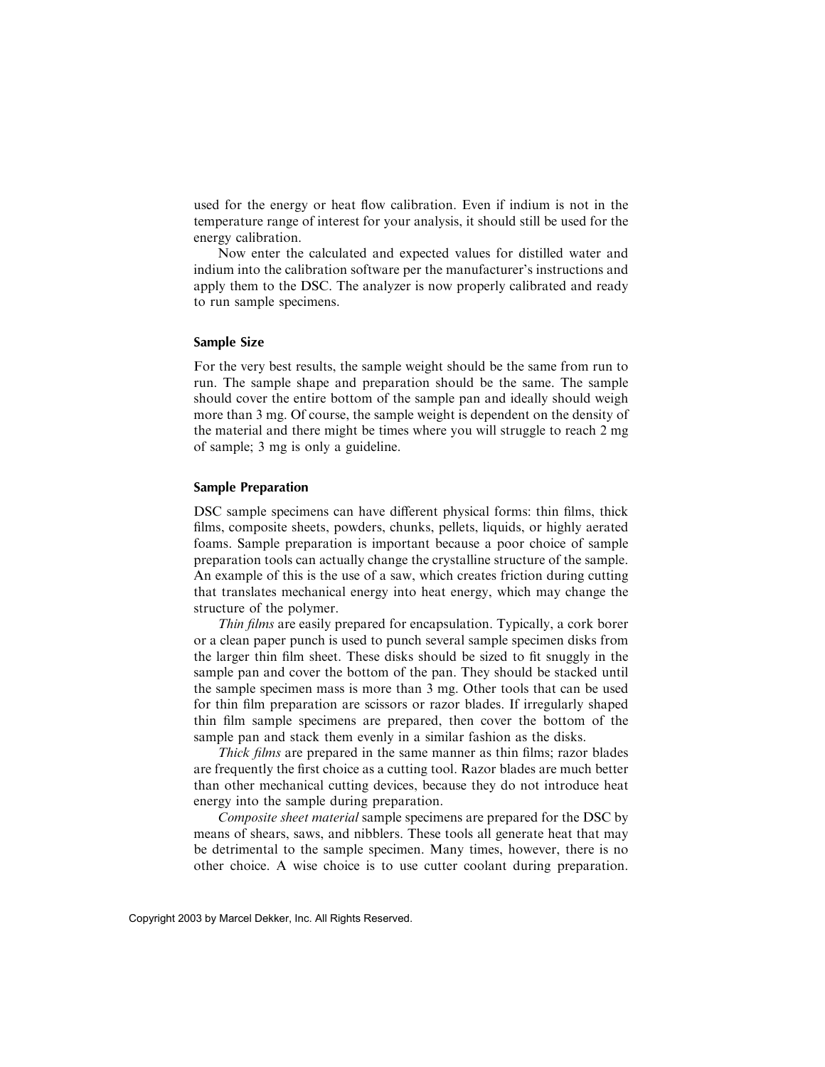used for the energy or heat flow calibration. Even if indium is not in the temperature range of interest for your analysis, it should still be used for the energy calibration.

Now enter the calculated and expected values for distilled water and indium into the calibration software per the manufacturer's instructions and apply them to the DSC. The analyzer is now properly calibrated and ready to run sample specimens.

### Sample Size

For the very best results, the sample weight should be the same from run to run. The sample shape and preparation should be the same. The sample should cover the entire bottom of the sample pan and ideally should weigh more than 3 mg. Of course, the sample weight is dependent on the density of the material and there might be times where you will struggle to reach 2 mg of sample; 3 mg is only a guideline.

### Sample Preparation

DSC sample specimens can have different physical forms: thin films, thick films, composite sheets, powders, chunks, pellets, liquids, or highly aerated foams. Sample preparation is important because a poor choice of sample preparation tools can actually change the crystalline structure of the sample. An example of this is the use of a saw, which creates friction during cutting that translates mechanical energy into heat energy, which may change the structure of the polymer.

*Thin films* are easily prepared for encapsulation. Typically, a cork borer or a clean paper punch is used to punch several sample specimen disks from the larger thin film sheet. These disks should be sized to fit snuggly in the sample pan and cover the bottom of the pan. They should be stacked until the sample specimen mass is more than 3 mg. Other tools that can be used for thin film preparation are scissors or razor blades. If irregularly shaped thin film sample specimens are prepared, then cover the bottom of the sample pan and stack them evenly in a similar fashion as the disks.

*Thick films* are prepared in the same manner as thin films; razor blades are frequently the first choice as a cutting tool. Razor blades are much better than other mechanical cutting devices, because they do not introduce heat energy into the sample during preparation.

*Composite sheet material* sample specimens are prepared for the DSC by means of shears, saws, and nibblers. These tools all generate heat that may be detrimental to the sample specimen. Many times, however, there is no other choice. A wise choice is to use cutter coolant during preparation.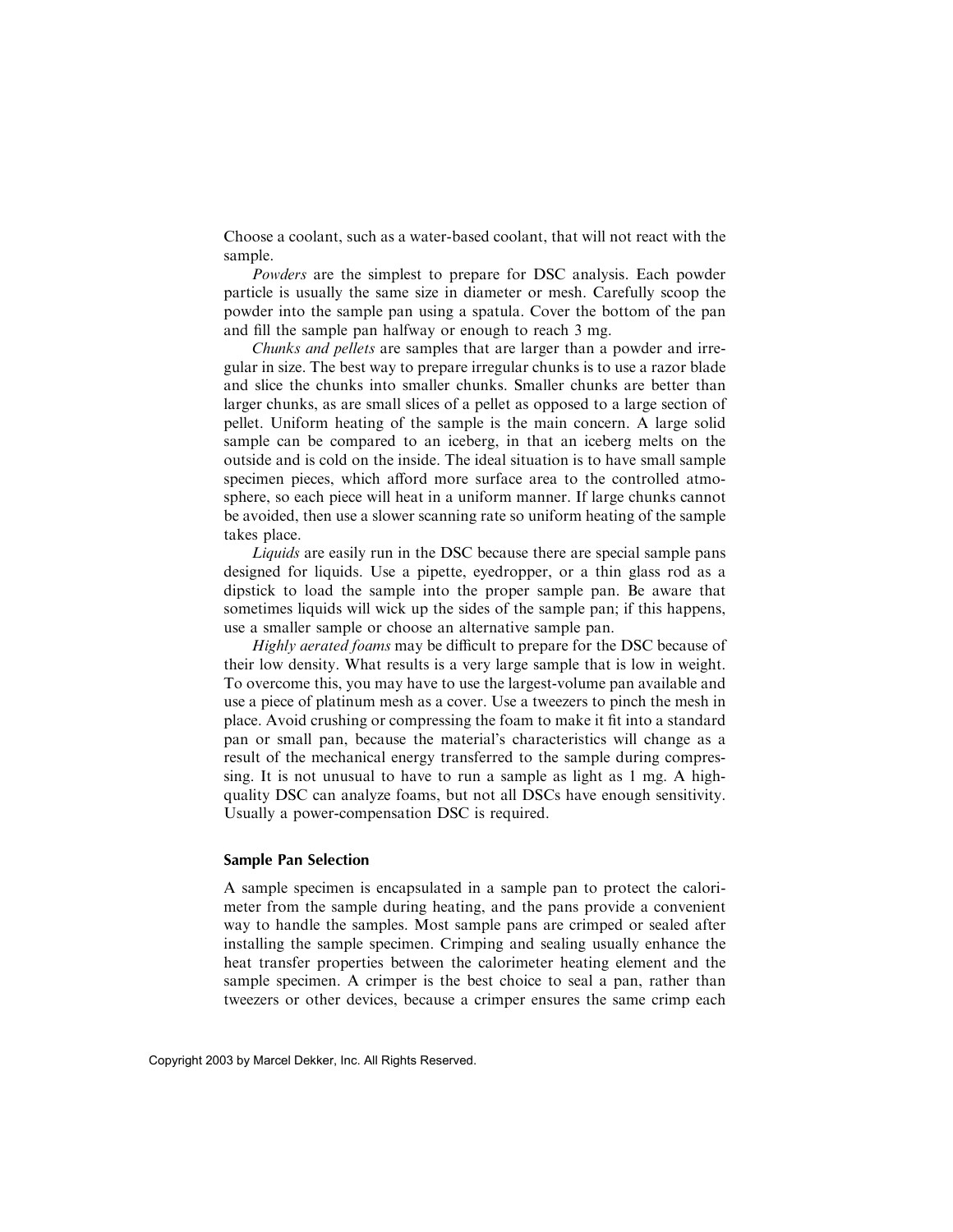Choose a coolant, such as a water-based coolant, that will not react with the sample.

*Powders* are the simplest to prepare for DSC analysis. Each powder particle is usually the same size in diameter or mesh. Carefully scoop the powder into the sample pan using a spatula. Cover the bottom of the pan and fill the sample pan halfway or enough to reach 3 mg.

*Chunks and pellets* are samples that are larger than a powder and irregular in size. The best way to prepare irregular chunks is to use a razor blade and slice the chunks into smaller chunks. Smaller chunks are better than larger chunks, as are small slices of a pellet as opposed to a large section of pellet. Uniform heating of the sample is the main concern. A large solid sample can be compared to an iceberg, in that an iceberg melts on the outside and is cold on the inside. The ideal situation is to have small sample specimen pieces, which afford more surface area to the controlled atmosphere, so each piece will heat in a uniform manner. If large chunks cannot be avoided, then use a slower scanning rate so uniform heating of the sample takes place.

*Liquids* are easily run in the DSC because there are special sample pans designed for liquids. Use a pipette, eyedropper, or a thin glass rod as a dipstick to load the sample into the proper sample pan. Be aware that sometimes liquids will wick up the sides of the sample pan; if this happens, use a smaller sample or choose an alternative sample pan.

*Highly aerated foams* may be difficult to prepare for the DSC because of their low density. What results is a very large sample that is low in weight. To overcome this, you may have to use the largest-volume pan available and use a piece of platinum mesh as a cover. Use a tweezers to pinch the mesh in place. Avoid crushing or compressing the foam to make it fit into a standard pan or small pan, because the material's characteristics will change as a result of the mechanical energy transferred to the sample during compressing. It is not unusual to have to run a sample as light as 1 mg. A high-quality DSC can analyze foams, but not all DSCs have enough sensitivity. Usually a power-compensation DSC is required.

### Sample Pan Selection

A sample specimen is encapsulated in a sample pan to protect the calorimeter from the sample during heating, and the pans provide a convenient way to handle the samples. Most sample pans are crimped or sealed after installing the sample specimen. Crimping and sealing usually enhance the heat transfer properties between the calorimeter heating element and the sample specimen. A crimper is the best choice to seal a pan, rather than tweezers or other devices, because a crimper ensures the same crimp each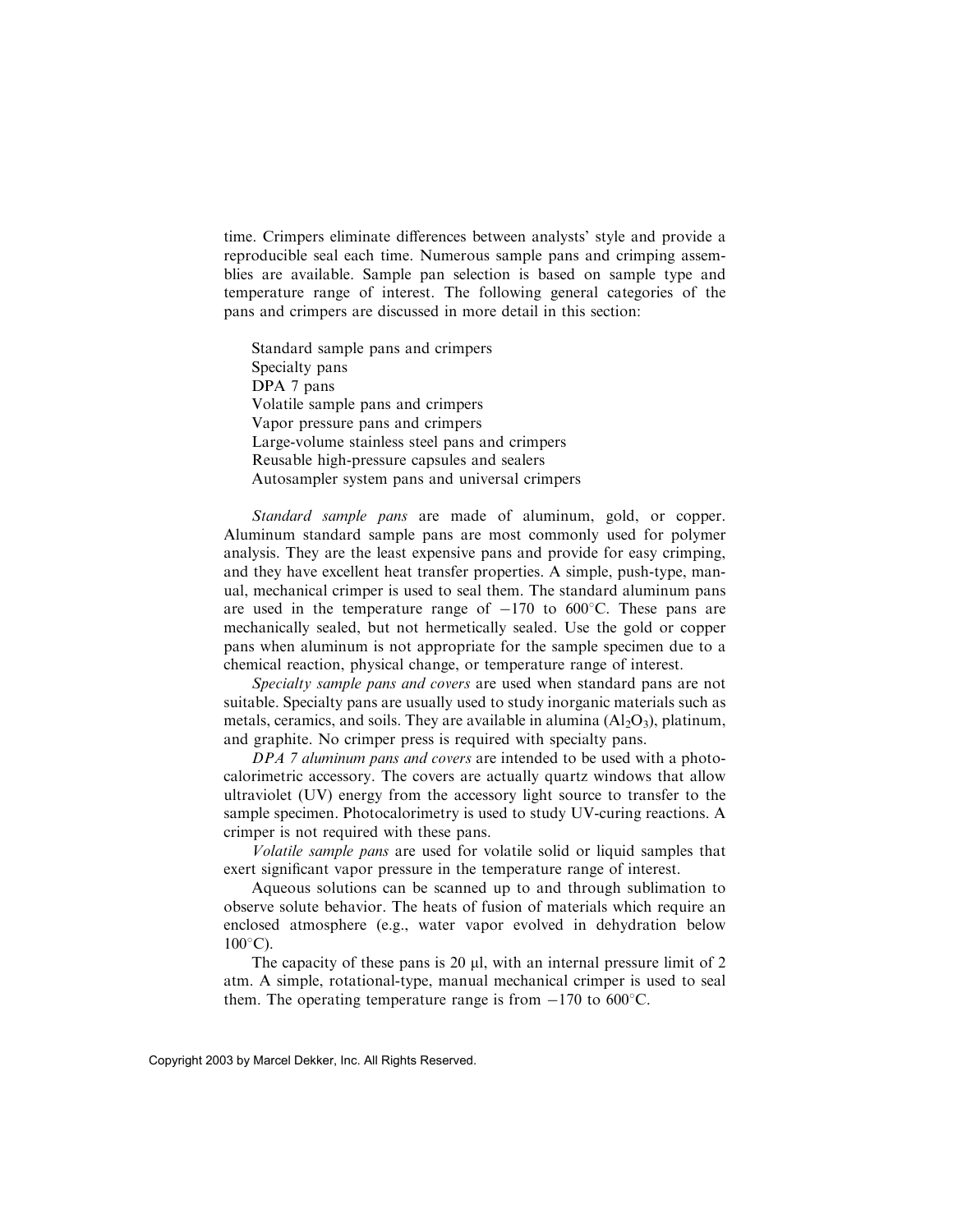time. Crimpers eliminate differences between analysts' style and provide a reproducible seal each time. Numerous sample pans and crimping assemblies are available. Sample pan selection is based on sample type and temperature range of interest. The following general categories of the pans and crimpers are discussed in more detail in this section:

- Standard sample pans and crimpers
- Specialty pans
- DPA 7 pans
- Volatile sample pans and crimpers
- Vapor pressure pans and crimpers
- Large-volume stainless steel pans and crimpers
- Reusable high-pressure capsules and sealers
- Autosampler system pans and universal crimpers

*Standard sample pans* are made of aluminum, gold, or copper. Aluminum standard sample pans are most commonly used for polymer analysis. They are the least expensive pans and provide for easy crimping, and they have excellent heat transfer properties. A simple, push-type, manual, mechanical crimper is used to seal them. The standard aluminum pans are used in the temperature range of $-170$ to $600^{\circ}$C. These pans are mechanically sealed, but not hermetically sealed. Use the gold or copper pans when aluminum is not appropriate for the sample specimen due to a chemical reaction, physical change, or temperature range of interest.

*Specialty sample pans and covers* are used when standard pans are not suitable. Specialty pans are usually used to study inorganic materials such as metals, ceramics, and soils. They are available in alumina ($Al_2O_3$), platinum, and graphite. No crimper press is required with specialty pans.

*DPA 7 aluminum pans and covers* are intended to be used with a photocalorimetric accessory. The covers are actually quartz windows that allow ultraviolet (UV) energy from the accessory light source to transfer to the sample specimen. Photocalorimetry is used to study UV-curing reactions. A crimper is not required with these pans.

*Volatile sample pans* are used for volatile solid or liquid samples that exert significant vapor pressure in the temperature range of interest.

Aqueous solutions can be scanned up to and through sublimation to observe solute behavior. The heats of fusion of materials which require an enclosed atmosphere (e.g., water vapor evolved in dehydration below $100^{\circ}$C).

The capacity of these pans is 20 μl, with an internal pressure limit of 2 atm. A simple, rotational-type, manual mechanical crimper is used to seal them. The operating temperature range is from $-170$ to $600^{\circ}$C.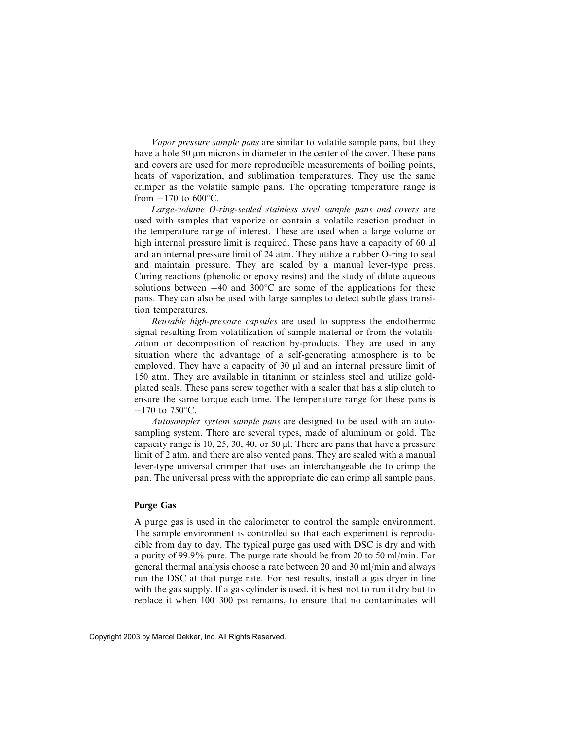*Vapor pressure sample pans* are similar to volatile sample pans, but they have a hole 50 μm microns in diameter in the center of the cover. These pans and covers are used for more reproducible measurements of boiling points, heats of vaporization, and sublimation temperatures. They use the same crimper as the volatile sample pans. The operating temperature range is from −170 to 600°C.

*Large-volume O-ring-sealed stainless steel sample pans and covers* are used with samples that vaporize or contain a volatile reaction product in the temperature range of interest. These are used when a large volume or high internal pressure limit is required. These pans have a capacity of 60 μl and an internal pressure limit of 24 atm. They utilize a rubber O-ring to seal and maintain pressure. They are sealed by a manual lever-type press. Curing reactions (phenolic or epoxy resins) and the study of dilute aqueous solutions between −40 and 300°C are some of the applications for these pans. They can also be used with large samples to detect subtle glass transition temperatures.

*Reusable high-pressure capsules* are used to suppress the endothermic signal resulting from volatilization of sample material or from the volatilization or decomposition of reaction by-products. They are used in any situation where the advantage of a self-generating atmosphere is to be employed. They have a capacity of 30 μl and an internal pressure limit of 150 atm. They are available in titanium or stainless steel and utilize gold-plated seals. These pans screw together with a sealer that has a slip clutch to ensure the same torque each time. The temperature range for these pans is −170 to 750°C.

*Autosampler system sample pans* are designed to be used with an autosampling system. There are several types, made of aluminum or gold. The capacity range is 10, 25, 30, 40, or 50 μl. There are pans that have a pressure limit of 2 atm, and there are also vented pans. They are sealed with a manual lever-type universal crimper that uses an interchangeable die to crimp the pan. The universal press with the appropriate die can crimp all sample pans.

### Purge Gas

A purge gas is used in the calorimeter to control the sample environment. The sample environment is controlled so that each experiment is reproducible from day to day. The typical purge gas used with DSC is dry and with a purity of 99.9% pure. The purge rate should be from 20 to 50 ml/min. For general thermal analysis choose a rate between 20 and 30 ml/min and always run the DSC at that purge rate. For best results, install a gas dryer in line with the gas supply. If a gas cylinder is used, it is best not to run it dry but to replace it when 100–300 psi remains, to ensure that no contaminates will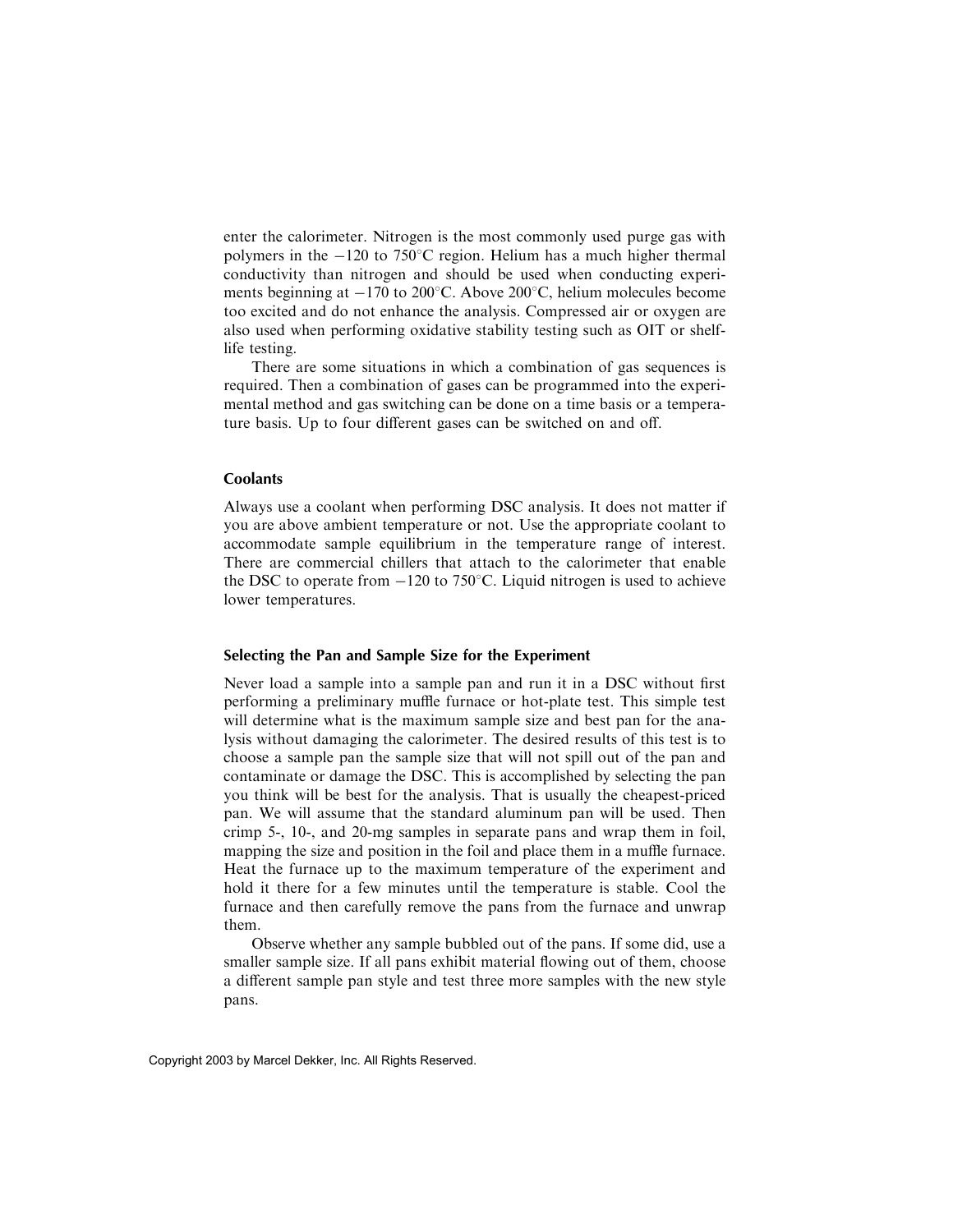enter the calorimeter. Nitrogen is the most commonly used purge gas with polymers in the −120 to 750°C region. Helium has a much higher thermal conductivity than nitrogen and should be used when conducting experiments beginning at −170 to 200°C. Above 200°C, helium molecules become too excited and do not enhance the analysis. Compressed air or oxygen are also used when performing oxidative stability testing such as OIT or shelf-life testing.

There are some situations in which a combination of gas sequences is required. Then a combination of gases can be programmed into the experimental method and gas switching can be done on a time basis or a temperature basis. Up to four different gases can be switched on and off.

### Coolants

Always use a coolant when performing DSC analysis. It does not matter if you are above ambient temperature or not. Use the appropriate coolant to accommodate sample equilibrium in the temperature range of interest. There are commercial chillers that attach to the calorimeter that enable the DSC to operate from −120 to 750°C. Liquid nitrogen is used to achieve lower temperatures.

### Selecting the Pan and Sample Size for the Experiment

Never load a sample into a sample pan and run it in a DSC without first performing a preliminary muffle furnace or hot-plate test. This simple test will determine what is the maximum sample size and best pan for the analysis without damaging the calorimeter. The desired results of this test is to choose a sample pan the sample size that will not spill out of the pan and contaminate or damage the DSC. This is accomplished by selecting the pan you think will be best for the analysis. That is usually the cheapest-priced pan. We will assume that the standard aluminum pan will be used. Then crimp 5-, 10-, and 20-mg samples in separate pans and wrap them in foil, mapping the size and position in the foil and place them in a muffle furnace. Heat the furnace up to the maximum temperature of the experiment and hold it there for a few minutes until the temperature is stable. Cool the furnace and then carefully remove the pans from the furnace and unwrap them.

Observe whether any sample bubbled out of the pans. If some did, use a smaller sample size. If all pans exhibit material flowing out of them, choose a different sample pan style and test three more samples with the new style pans.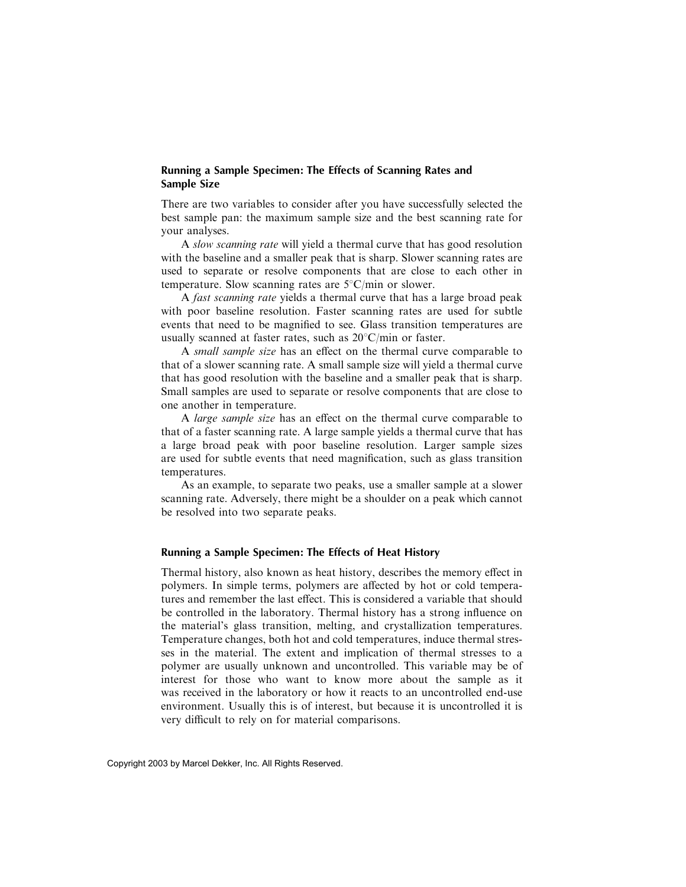### Running a Sample Specimen: The Effects of Scanning Rates and Sample Size

There are two variables to consider after you have successfully selected the best sample pan: the maximum sample size and the best scanning rate for your analyses.

A *slow scanning rate* will yield a thermal curve that has good resolution with the baseline and a smaller peak that is sharp. Slower scanning rates are used to separate or resolve components that are close to each other in temperature. Slow scanning rates are 5°C/min or slower.

A *fast scanning rate* yields a thermal curve that has a large broad peak with poor baseline resolution. Faster scanning rates are used for subtle events that need to be magnified to see. Glass transition temperatures are usually scanned at faster rates, such as 20°C/min or faster.

A *small sample size* has an effect on the thermal curve comparable to that of a slower scanning rate. A small sample size will yield a thermal curve that has good resolution with the baseline and a smaller peak that is sharp. Small samples are used to separate or resolve components that are close to one another in temperature.

A *large sample size* has an effect on the thermal curve comparable to that of a faster scanning rate. A large sample yields a thermal curve that has a large broad peak with poor baseline resolution. Larger sample sizes are used for subtle events that need magnification, such as glass transition temperatures.

As an example, to separate two peaks, use a smaller sample at a slower scanning rate. Adversely, there might be a shoulder on a peak which cannot be resolved into two separate peaks.

### Running a Sample Specimen: The Effects of Heat History

Thermal history, also known as heat history, describes the memory effect in polymers. In simple terms, polymers are affected by hot or cold temperatures and remember the last effect. This is considered a variable that should be controlled in the laboratory. Thermal history has a strong influence on the material's glass transition, melting, and crystallization temperatures. Temperature changes, both hot and cold temperatures, induce thermal stresses in the material. The extent and implication of thermal stresses to a polymer are usually unknown and uncontrolled. This variable may be of interest for those who want to know more about the sample as it was received in the laboratory or how it reacts to an uncontrolled end-use environment. Usually this is of interest, but because it is uncontrolled it is very difficult to rely on for material comparisons.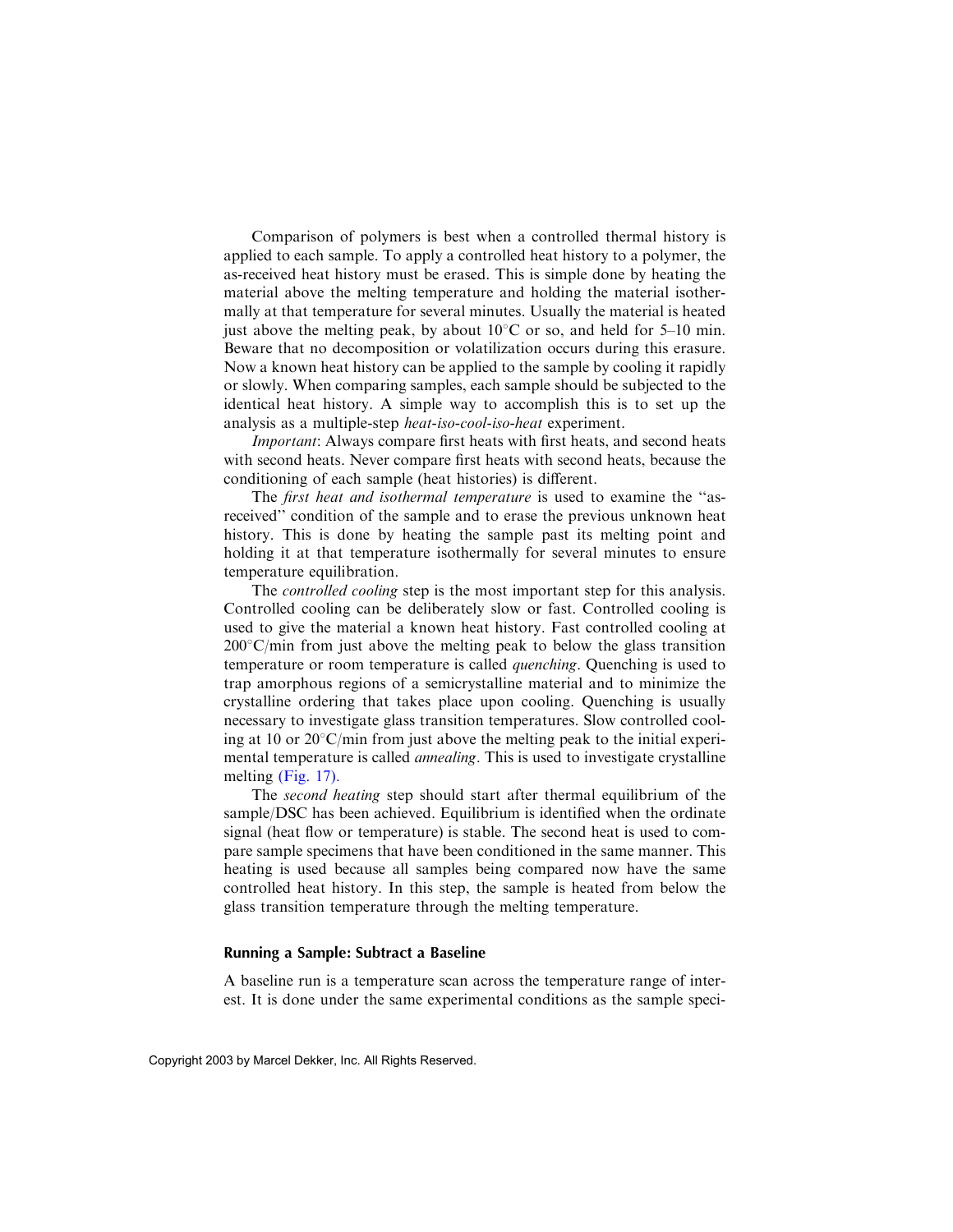Comparison of polymers is best when a controlled thermal history is applied to each sample. To apply a controlled heat history to a polymer, the as-received heat history must be erased. This is simple done by heating the material above the melting temperature and holding the material isothermally at that temperature for several minutes. Usually the material is heated just above the melting peak, by about 10°C or so, and held for 5–10 min. Beware that no decomposition or volatilization occurs during this erasure. Now a known heat history can be applied to the sample by cooling it rapidly or slowly. When comparing samples, each sample should be subjected to the identical heat history. A simple way to accomplish this is to set up the analysis as a multiple-step *heat-iso-cool-iso-heat* experiment.

*Important*: Always compare first heats with first heats, and second heats with second heats. Never compare first heats with second heats, because the conditioning of each sample (heat histories) is different.

The *first heat and isothermal temperature* is used to examine the ''as-received'' condition of the sample and to erase the previous unknown heat history. This is done by heating the sample past its melting point and holding it at that temperature isothermally for several minutes to ensure temperature equilibration.

The *controlled cooling* step is the most important step for this analysis. Controlled cooling can be deliberately slow or fast. Controlled cooling is used to give the material a known heat history. Fast controlled cooling at 200°C/min from just above the melting peak to below the glass transition temperature or room temperature is called *quenching*. Quenching is used to trap amorphous regions of a semicrystalline material and to minimize the crystalline ordering that takes place upon cooling. Quenching is usually necessary to investigate glass transition temperatures. Slow controlled cooling at 10 or 20°C/min from just above the melting peak to the initial experimental temperature is called *annealing*. This is used to investigate crystalline melting (Fig. 17).

The *second heating* step should start after thermal equilibrium of the sample/DSC has been achieved. Equilibrium is identified when the ordinate signal (heat flow or temperature) is stable. The second heat is used to compare sample specimens that have been conditioned in the same manner. This heating is used because all samples being compared now have the same controlled heat history. In this step, the sample is heated from below the glass transition temperature through the melting temperature.

### Running a Sample: Subtract a Baseline

A baseline run is a temperature scan across the temperature range of interest. It is done under the same experimental conditions as the sample speci-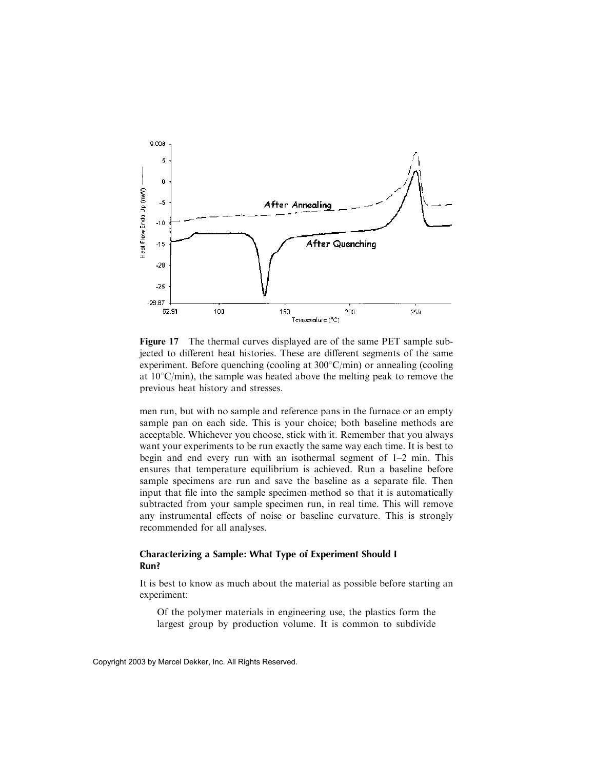**Figure 17** The thermal curves displayed are of the same PET sample subjected to different heat histories. These are different segments of the same experiment. Before quenching (cooling at 300°C/min) or annealing (cooling at 10°C/min), the sample was heated above the melting peak to remove the previous heat history and stresses.

men run, but with no sample and reference pans in the furnace or an empty sample pan on each side. This is your choice; both baseline methods are acceptable. Whichever you choose, stick with it. Remember that you always want your experiments to be run exactly the same way each time. It is best to begin and end every run with an isothermal segment of 1–2 min. This ensures that temperature equilibrium is achieved. Run a baseline before sample specimens are run and save the baseline as a separate file. Then input that file into the sample specimen method so that it is automatically subtracted from your sample specimen run, in real time. This will remove any instrumental effects of noise or baseline curvature. This is strongly recommended for all analyses.

### Characterizing a Sample: What Type of Experiment Should I Run?

It is best to know as much about the material as possible before starting an experiment:

> Of the polymer materials in engineering use, the plastics form the largest group by production volume. It is common to subdivide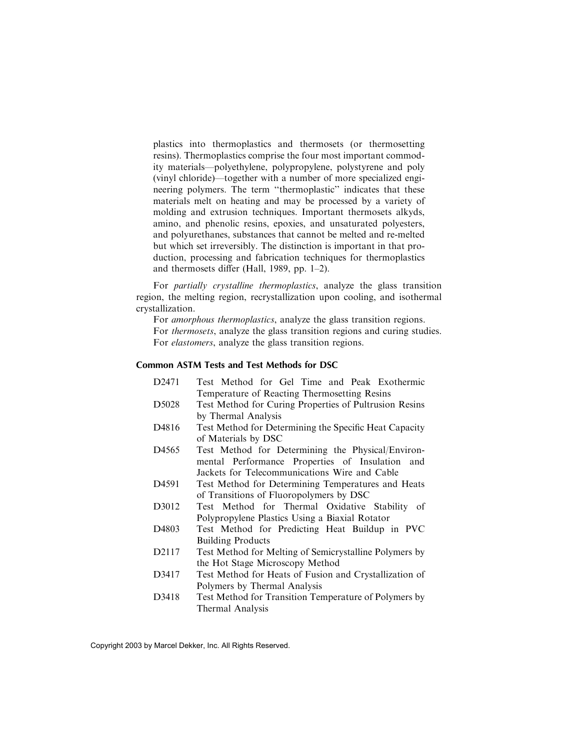plastics into thermoplastics and thermosets (or thermosetting resins). Thermoplastics comprise the four most important commodity materials—polyethylene, polypropylene, polystyrene and poly (vinyl chloride)—together with a number of more specialized engineering polymers. The term ''thermoplastic'' indicates that these materials melt on heating and may be processed by a variety of molding and extrusion techniques. Important thermosets alkyds, amino, and phenolic resins, epoxies, and unsaturated polyesters, and polyurethanes, substances that cannot be melted and re-melted but which set irreversibly. The distinction is important in that production, processing and fabrication techniques for thermoplastics and thermosets differ (Hall, 1989, pp. 1–2).

For *partially crystalline thermoplastics*, analyze the glass transition region, the melting region, recrystallization upon cooling, and isothermal crystallization.

For *amorphous thermoplastics*, analyze the glass transition regions.

For *thermosets*, analyze the glass transition regions and curing studies.

For *elastomers*, analyze the glass transition regions.

### Common ASTM Tests and Test Methods for DSC

| | |
|---|---|
| D2471 | Test Method for Gel Time and Peak Exothermic Temperature of Reacting Thermosetting Resins |
| D5028 | Test Method for Curing Properties of Pultrusion Resins by Thermal Analysis |
| D4816 | Test Method for Determining the Specific Heat Capacity of Materials by DSC |
| D4565 | Test Method for Determining the Physical/Environmental Performance Properties of Insulation and Jackets for Telecommunications Wire and Cable |
| D4591 | Test Method for Determining Temperatures and Heats of Transitions of Fluoropolymers by DSC |
| D3012 | Test Method for Thermal Oxidative Stability of Polypropylene Plastics Using a Biaxial Rotator |
| D4803 | Test Method for Predicting Heat Buildup in PVC Building Products |
| D2117 | Test Method for Melting of Semicrystalline Polymers by the Hot Stage Microscopy Method |
| D3417 | Test Method for Heats of Fusion and Crystallization of Polymers by Thermal Analysis |
| D3418 | Test Method for Transition Temperature of Polymers by Thermal Analysis |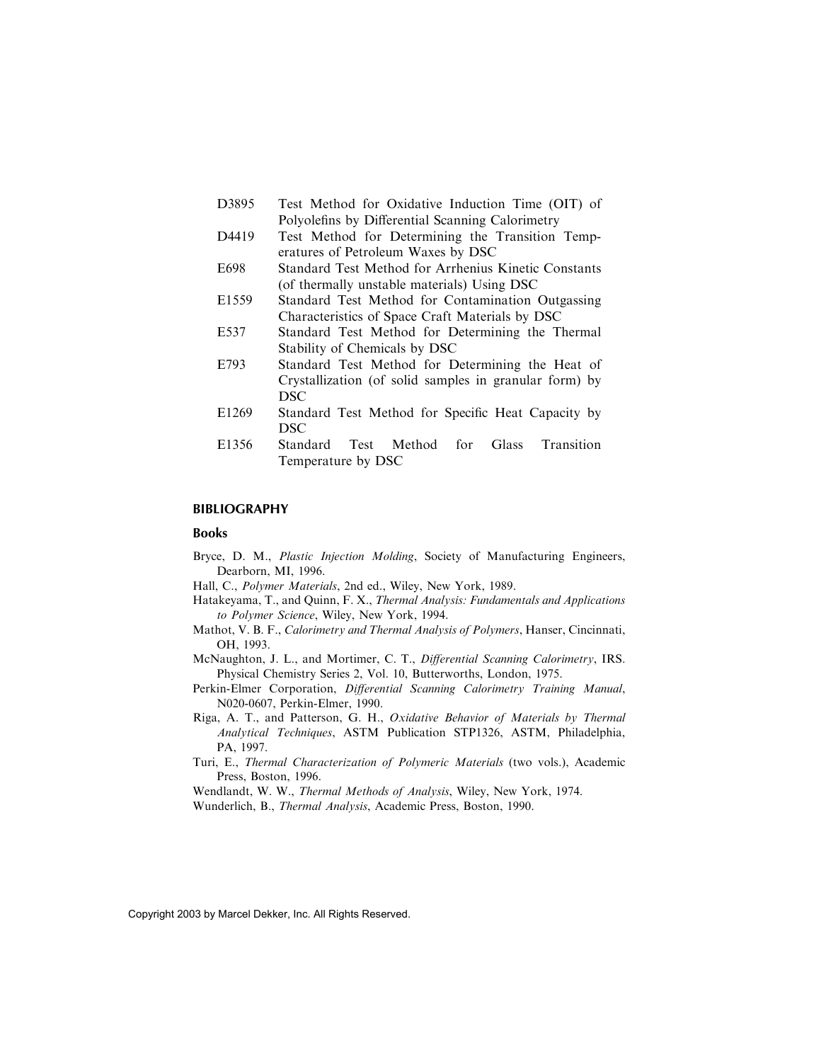| | |
|---|---|
| D3895 | Test Method for Oxidative Induction Time (OIT) of Polyolefins by Differential Scanning Calorimetry |
| D4419 | Test Method for Determining the Transition Temperatures of Petroleum Waxes by DSC |
| E698 | Standard Test Method for Arrhenius Kinetic Constants (of thermally unstable materials) Using DSC |
| E1559 | Standard Test Method for Contamination Outgassing Characteristics of Space Craft Materials by DSC |
| E537 | Standard Test Method for Determining the Thermal Stability of Chemicals by DSC |
| E793 | Standard Test Method for Determining the Heat of Crystallization (of solid samples in granular form) by DSC |
| E1269 | Standard Test Method for Specific Heat Capacity by DSC |
| E1356 | Standard Test Method for Glass Transition Temperature by DSC |

## BIBLIOGRAPHY

### Books

Bryce, D. M., *Plastic Injection Molding*, Society of Manufacturing Engineers, Dearborn, MI, 1996.

Hall, C., *Polymer Materials*, 2nd ed., Wiley, New York, 1989.

Hatakeyama, T., and Quinn, F. X., *Thermal Analysis: Fundamentals and Applications to Polymer Science*, Wiley, New York, 1994.

Mathot, V. B. F., *Calorimetry and Thermal Analysis of Polymers*, Hanser, Cincinnati, OH, 1993.

McNaughton, J. L., and Mortimer, C. T., *Differential Scanning Calorimetry*, IRS. Physical Chemistry Series 2, Vol. 10, Butterworths, London, 1975.

Perkin-Elmer Corporation, *Differential Scanning Calorimetry Training Manual*, N020-0607, Perkin-Elmer, 1990.

Riga, A. T., and Patterson, G. H., *Oxidative Behavior of Materials by Thermal Analytical Techniques*, ASTM Publication STP1326, ASTM, Philadelphia, PA, 1997.

Turi, E., *Thermal Characterization of Polymeric Materials* (two vols.), Academic Press, Boston, 1996.

Wendlandt, W. W., *Thermal Methods of Analysis*, Wiley, New York, 1974.

Wunderlich, B., *Thermal Analysis*, Academic Press, Boston, 1990.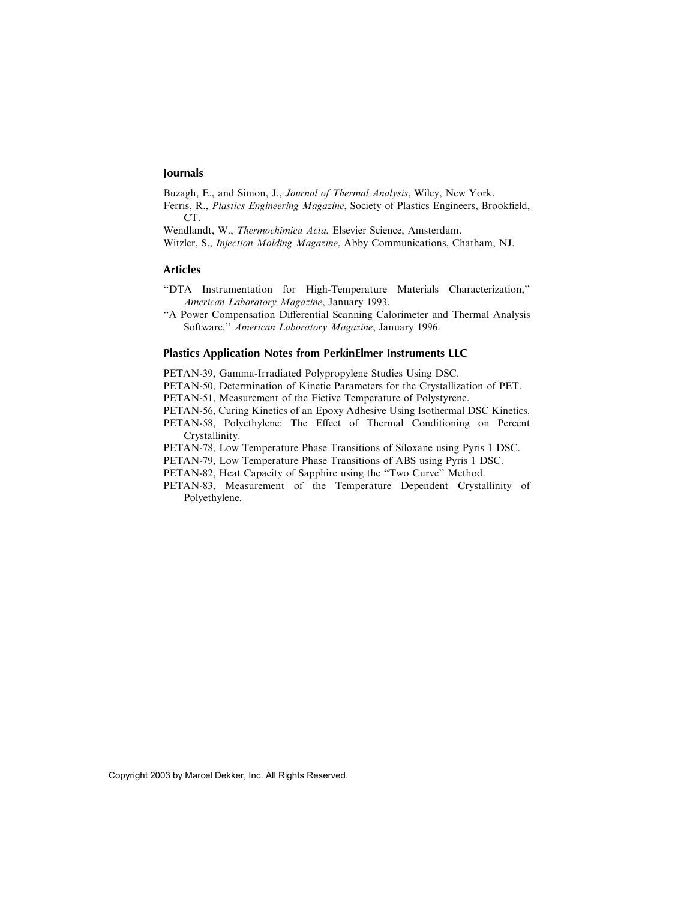### Journals

Buzagh, E., and Simon, J., *Journal of Thermal Analysis*, Wiley, New York.
Ferris, R., *Plastics Engineering Magazine*, Society of Plastics Engineers, Brookfield, CT.
Wendlandt, W., *Thermochimica Acta*, Elsevier Science, Amsterdam.
Witzler, S., *Injection Molding Magazine*, Abby Communications, Chatham, NJ.

### Articles

"DTA Instrumentation for High-Temperature Materials Characterization," *American Laboratory Magazine*, January 1993.
"A Power Compensation Differential Scanning Calorimeter and Thermal Analysis Software," *American Laboratory Magazine*, January 1996.

### Plastics Application Notes from PerkinElmer Instruments LLC

PETAN-39, Gamma-Irradiated Polypropylene Studies Using DSC.
PETAN-50, Determination of Kinetic Parameters for the Crystallization of PET.
PETAN-51, Measurement of the Fictive Temperature of Polystyrene.
PETAN-56, Curing Kinetics of an Epoxy Adhesive Using Isothermal DSC Kinetics.
PETAN-58, Polyethylene: The Effect of Thermal Conditioning on Percent Crystallinity.
PETAN-78, Low Temperature Phase Transitions of Siloxane using Pyris 1 DSC.
PETAN-79, Low Temperature Phase Transitions of ABS using Pyris 1 DSC.
PETAN-82, Heat Capacity of Sapphire using the "Two Curve" Method.
PETAN-83, Measurement of the Temperature Dependent Crystallinity of Polyethylene.